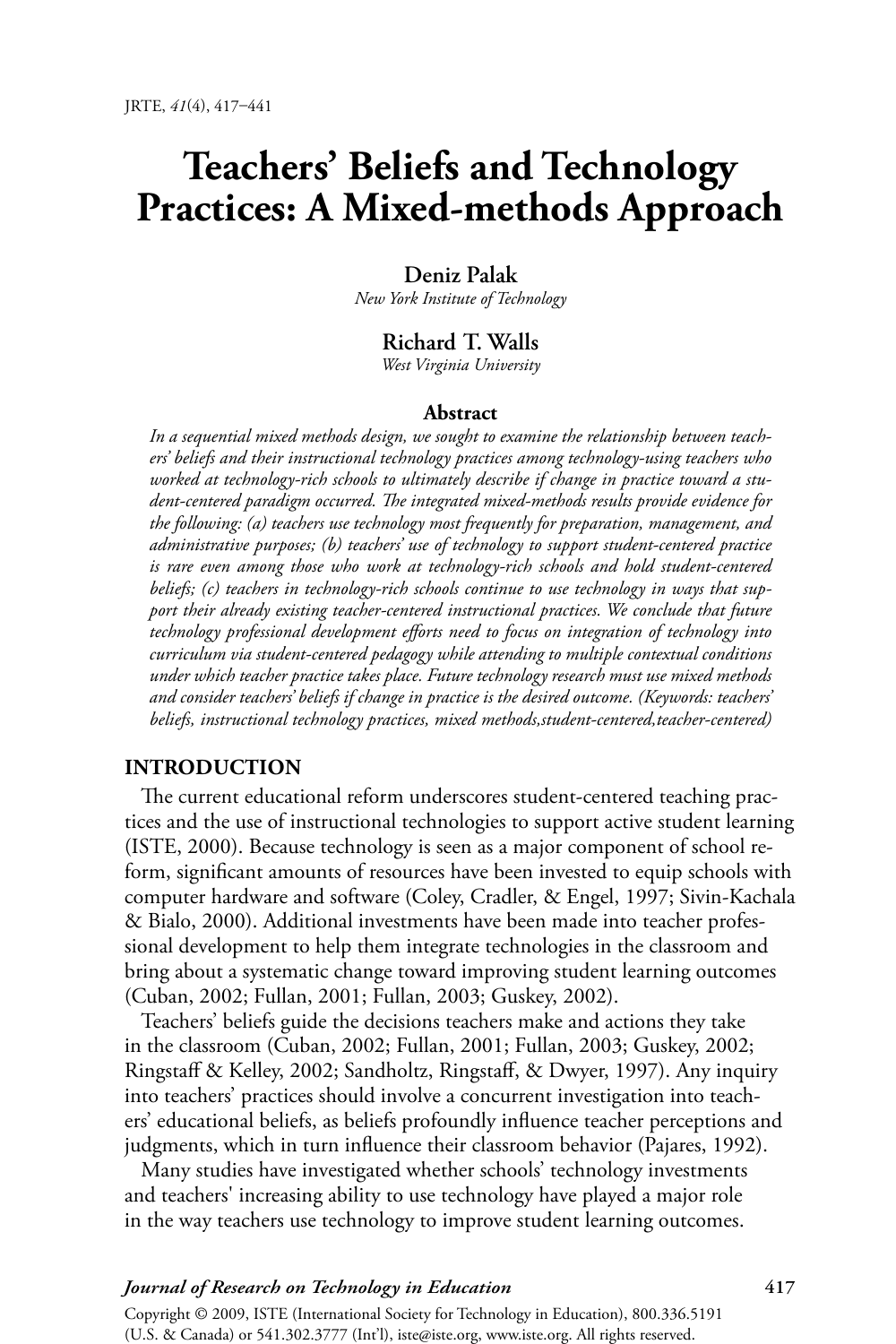# Teachers' Beliefs and Technology Practices: A Mixed-methods Approach

**Deniz Palak**
*New York Institute of Technology*

**Richard T. Walls**
*West Virginia University*

## Abstract

*In a sequential mixed methods design, we sought to examine the relationship between teachers' beliefs and their instructional technology practices among technology-using teachers who worked at technology-rich schools to ultimately describe if change in practice toward a student-centered paradigm occurred. The integrated mixed-methods results provide evidence for the following: (a) teachers use technology most frequently for preparation, management, and administrative purposes; (b) teachers' use of technology to support student-centered practice is rare even among those who work at technology-rich schools and hold student-centered beliefs; (c) teachers in technology-rich schools continue to use technology in ways that support their already existing teacher-centered instructional practices. We conclude that future technology professional development efforts need to focus on integration of technology into curriculum via student-centered pedagogy while attending to multiple contextual conditions under which teacher practice takes place. Future technology research must use mixed methods and consider teachers' beliefs if change in practice is the desired outcome. (Keywords: teachers' beliefs, instructional technology practices, mixed methods,student-centered,teacher-centered)*

## INTRODUCTION

The current educational reform underscores student-centered teaching practices and the use of instructional technologies to support active student learning (ISTE, 2000). Because technology is seen as a major component of school reform, significant amounts of resources have been invested to equip schools with computer hardware and software (Coley, Cradler, & Engel, 1997; Sivin-Kachala & Bialo, 2000). Additional investments have been made into teacher professional development to help them integrate technologies in the classroom and bring about a systematic change toward improving student learning outcomes (Cuban, 2002; Fullan, 2001; Fullan, 2003; Guskey, 2002).

Teachers' beliefs guide the decisions teachers make and actions they take in the classroom (Cuban, 2002; Fullan, 2001; Fullan, 2003; Guskey, 2002; Ringstaff & Kelley, 2002; Sandholtz, Ringstaff, & Dwyer, 1997). Any inquiry into teachers' practices should involve a concurrent investigation into teachers' educational beliefs, as beliefs profoundly influence teacher perceptions and judgments, which in turn influence their classroom behavior (Pajares, 1992).

Many studies have investigated whether schools' technology investments and teachers' increasing ability to use technology have played a major role in the way teachers use technology to improve student learning outcomes.

Copyright © 2009, ISTE (International Society for Technology in Education), 800.336.5191 (U.S. & Canada) or 541.302.3777 (Int'l), iste@iste.org, www.iste.org. All rights reserved.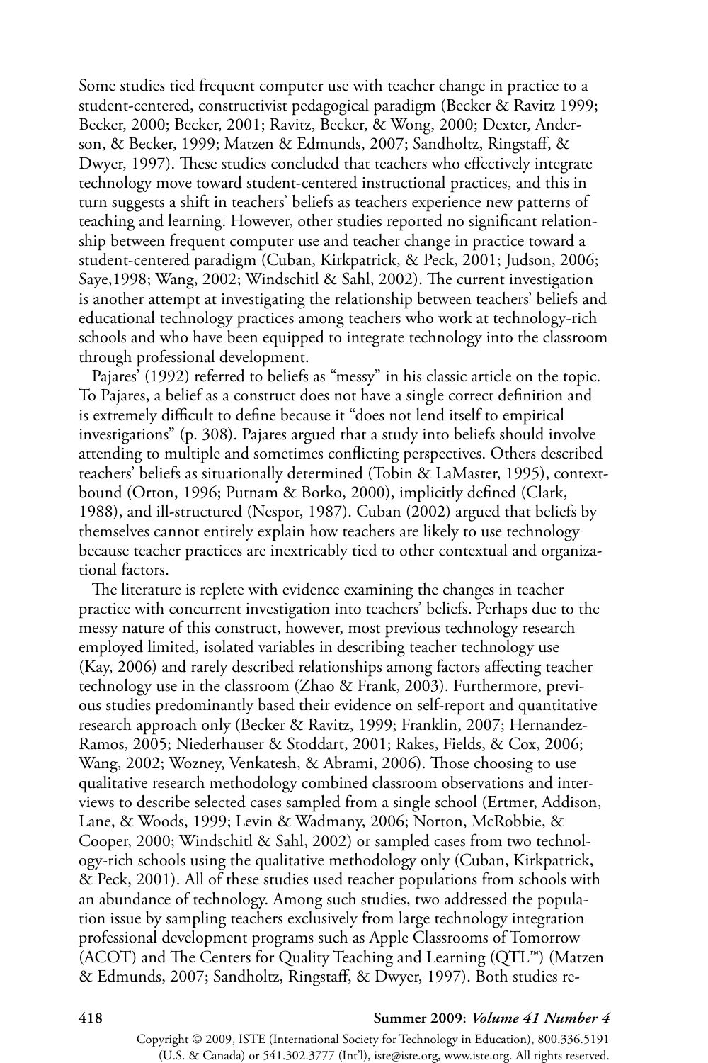Some studies tied frequent computer use with teacher change in practice to a student-centered, constructivist pedagogical paradigm (Becker & Ravitz 1999; Becker, 2000; Becker, 2001; Ravitz, Becker, & Wong, 2000; Dexter, Anderson, & Becker, 1999; Matzen & Edmunds, 2007; Sandholtz, Ringstaff, & Dwyer, 1997). These studies concluded that teachers who effectively integrate technology move toward student-centered instructional practices, and this in turn suggests a shift in teachers' beliefs as teachers experience new patterns of teaching and learning. However, other studies reported no significant relationship between frequent computer use and teacher change in practice toward a student-centered paradigm (Cuban, Kirkpatrick, & Peck, 2001; Judson, 2006; Saye,1998; Wang, 2002; Windschitl & Sahl, 2002). The current investigation is another attempt at investigating the relationship between teachers' beliefs and educational technology practices among teachers who work at technology-rich schools and who have been equipped to integrate technology into the classroom through professional development.

Pajares' (1992) referred to beliefs as "messy" in his classic article on the topic. To Pajares, a belief as a construct does not have a single correct definition and is extremely difficult to define because it "does not lend itself to empirical investigations" (p. 308). Pajares argued that a study into beliefs should involve attending to multiple and sometimes conflicting perspectives. Others described teachers' beliefs as situationally determined (Tobin & LaMaster, 1995), context-bound (Orton, 1996; Putnam & Borko, 2000), implicitly defined (Clark, 1988), and ill-structured (Nespor, 1987). Cuban (2002) argued that beliefs by themselves cannot entirely explain how teachers are likely to use technology because teacher practices are inextricably tied to other contextual and organizational factors.

The literature is replete with evidence examining the changes in teacher practice with concurrent investigation into teachers' beliefs. Perhaps due to the messy nature of this construct, however, most previous technology research employed limited, isolated variables in describing teacher technology use (Kay, 2006) and rarely described relationships among factors affecting teacher technology use in the classroom (Zhao & Frank, 2003). Furthermore, previous studies predominantly based their evidence on self-report and quantitative research approach only (Becker & Ravitz, 1999; Franklin, 2007; Hernandez-Ramos, 2005; Niederhauser & Stoddart, 2001; Rakes, Fields, & Cox, 2006; Wang, 2002; Wozney, Venkatesh, & Abrami, 2006). Those choosing to use qualitative research methodology combined classroom observations and interviews to describe selected cases sampled from a single school (Ertmer, Addison, Lane, & Woods, 1999; Levin & Wadmany, 2006; Norton, McRobbie, & Cooper, 2000; Windschitl & Sahl, 2002) or sampled cases from two technology-rich schools using the qualitative methodology only (Cuban, Kirkpatrick, & Peck, 2001). All of these studies used teacher populations from schools with an abundance of technology. Among such studies, two addressed the population issue by sampling teachers exclusively from large technology integration professional development programs such as Apple Classrooms of Tomorrow (ACOT) and The Centers for Quality Teaching and Learning (QTL™) (Matzen & Edmunds, 2007; Sandholtz, Ringstaff, & Dwyer, 1997). Both studies re-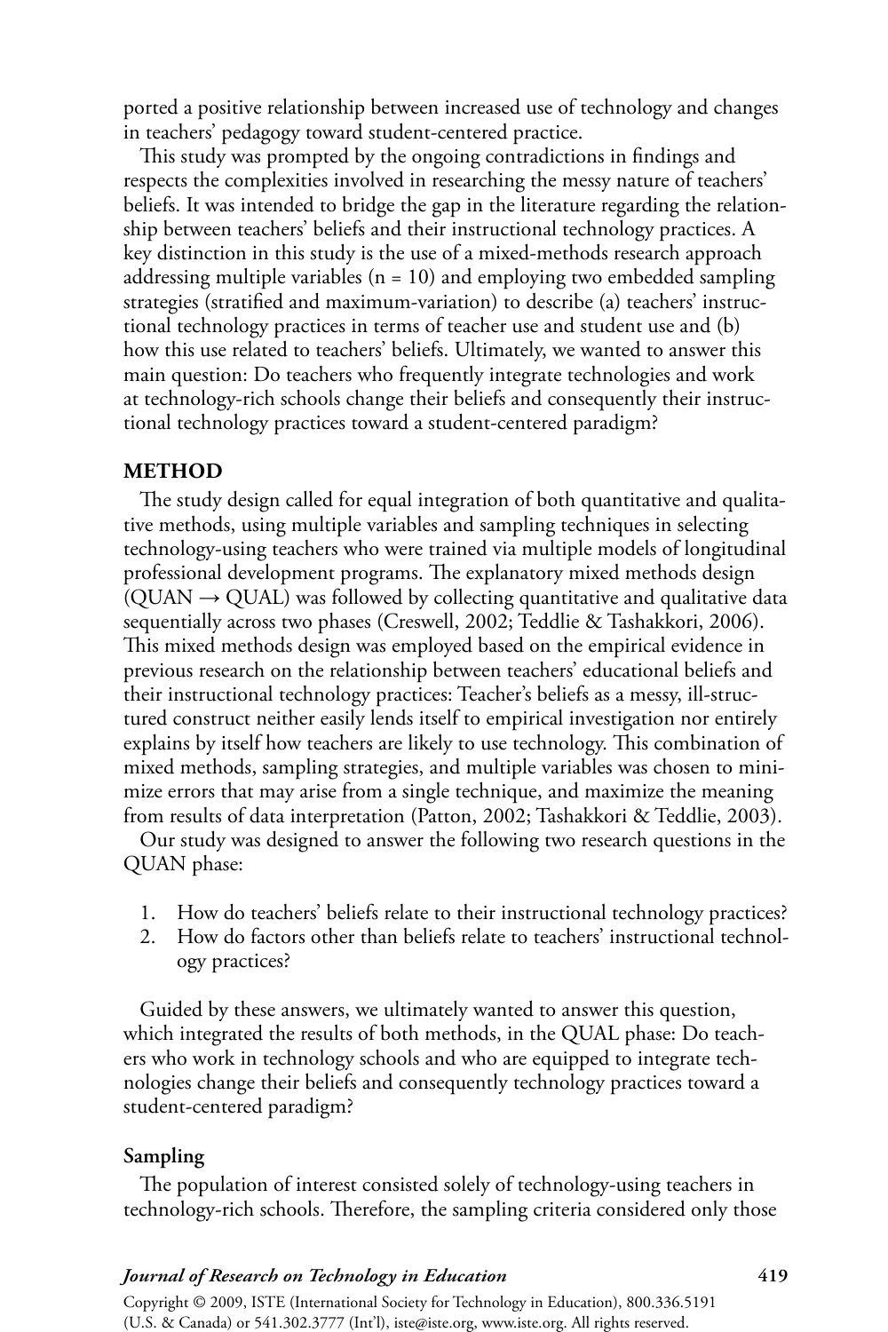ported a positive relationship between increased use of technology and changes in teachers' pedagogy toward student-centered practice.

This study was prompted by the ongoing contradictions in findings and respects the complexities involved in researching the messy nature of teachers' beliefs. It was intended to bridge the gap in the literature regarding the relationship between teachers' beliefs and their instructional technology practices. A key distinction in this study is the use of a mixed-methods research approach addressing multiple variables (n = 10) and employing two embedded sampling strategies (stratified and maximum-variation) to describe (a) teachers' instructional technology practices in terms of teacher use and student use and (b) how this use related to teachers' beliefs. Ultimately, we wanted to answer this main question: Do teachers who frequently integrate technologies and work at technology-rich schools change their beliefs and consequently their instructional technology practices toward a student-centered paradigm?

## METHOD

The study design called for equal integration of both quantitative and qualitative methods, using multiple variables and sampling techniques in selecting technology-using teachers who were trained via multiple models of longitudinal professional development programs. The explanatory mixed methods design (QUAN → QUAL) was followed by collecting quantitative and qualitative data sequentially across two phases (Creswell, 2002; Teddlie & Tashakkori, 2006). This mixed methods design was employed based on the empirical evidence in previous research on the relationship between teachers' educational beliefs and their instructional technology practices: Teacher's beliefs as a messy, ill-structured construct neither easily lends itself to empirical investigation nor entirely explains by itself how teachers are likely to use technology. This combination of mixed methods, sampling strategies, and multiple variables was chosen to minimize errors that may arise from a single technique, and maximize the meaning from results of data interpretation (Patton, 2002; Tashakkori & Teddlie, 2003).

Our study was designed to answer the following two research questions in the QUAN phase:

1. How do teachers' beliefs relate to their instructional technology practices?
2. How do factors other than beliefs relate to teachers' instructional technology practices?

Guided by these answers, we ultimately wanted to answer this question, which integrated the results of both methods, in the QUAL phase: Do teachers who work in technology schools and who are equipped to integrate technologies change their beliefs and consequently technology practices toward a student-centered paradigm?

### Sampling

The population of interest consisted solely of technology-using teachers in technology-rich schools. Therefore, the sampling criteria considered only those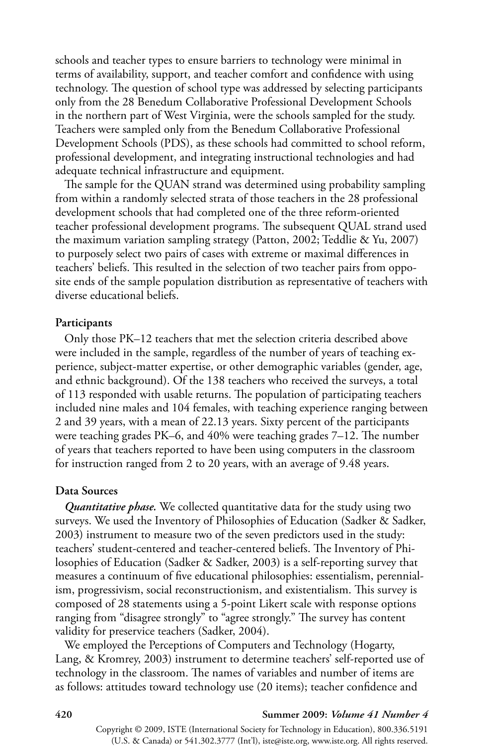schools and teacher types to ensure barriers to technology were minimal in terms of availability, support, and teacher comfort and confidence with using technology. The question of school type was addressed by selecting participants only from the 28 Benedum Collaborative Professional Development Schools in the northern part of West Virginia, were the schools sampled for the study. Teachers were sampled only from the Benedum Collaborative Professional Development Schools (PDS), as these schools had committed to school reform, professional development, and integrating instructional technologies and had adequate technical infrastructure and equipment.

The sample for the QUAN strand was determined using probability sampling from within a randomly selected strata of those teachers in the 28 professional development schools that had completed one of the three reform-oriented teacher professional development programs. The subsequent QUAL strand used the maximum variation sampling strategy (Patton, 2002; Teddlie & Yu, 2007) to purposely select two pairs of cases with extreme or maximal differences in teachers' beliefs. This resulted in the selection of two teacher pairs from opposite ends of the sample population distribution as representative of teachers with diverse educational beliefs.

### Participants

Only those PK–12 teachers that met the selection criteria described above were included in the sample, regardless of the number of years of teaching experience, subject-matter expertise, or other demographic variables (gender, age, and ethnic background). Of the 138 teachers who received the surveys, a total of 113 responded with usable returns. The population of participating teachers included nine males and 104 females, with teaching experience ranging between 2 and 39 years, with a mean of 22.13 years. Sixty percent of the participants were teaching grades PK–6, and 40% were teaching grades 7–12. The number of years that teachers reported to have been using computers in the classroom for instruction ranged from 2 to 20 years, with an average of 9.48 years.

### Data Sources

***Quantitative phase.*** We collected quantitative data for the study using two surveys. We used the Inventory of Philosophies of Education (Sadker & Sadker, 2003) instrument to measure two of the seven predictors used in the study: teachers' student-centered and teacher-centered beliefs. The Inventory of Philosophies of Education (Sadker & Sadker, 2003) is a self-reporting survey that measures a continuum of five educational philosophies: essentialism, perennialism, progressivism, social reconstructionism, and existentialism. This survey is composed of 28 statements using a 5-point Likert scale with response options ranging from "disagree strongly" to "agree strongly." The survey has content validity for preservice teachers (Sadker, 2004).

We employed the Perceptions of Computers and Technology (Hogarty, Lang, & Kromrey, 2003) instrument to determine teachers' self-reported use of technology in the classroom. The names of variables and number of items are as follows: attitudes toward technology use (20 items); teacher confidence and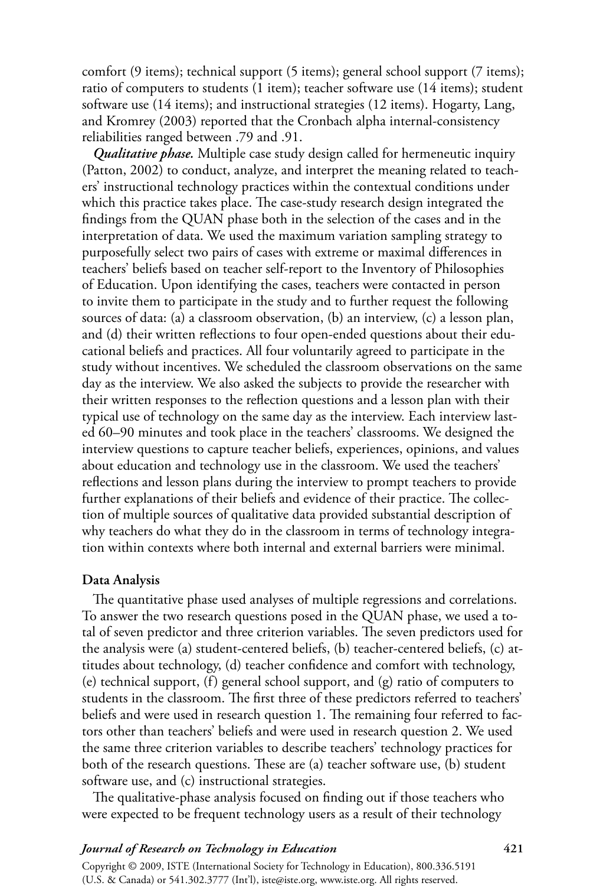comfort (9 items); technical support (5 items); general school support (7 items); ratio of computers to students (1 item); teacher software use (14 items); student software use (14 items); and instructional strategies (12 items). Hogarty, Lang, and Kromrey (2003) reported that the Cronbach alpha internal-consistency reliabilities ranged between .79 and .91.

***Qualitative phase.*** Multiple case study design called for hermeneutic inquiry (Patton, 2002) to conduct, analyze, and interpret the meaning related to teachers' instructional technology practices within the contextual conditions under which this practice takes place. The case-study research design integrated the findings from the QUAN phase both in the selection of the cases and in the interpretation of data. We used the maximum variation sampling strategy to purposefully select two pairs of cases with extreme or maximal differences in teachers' beliefs based on teacher self-report to the Inventory of Philosophies of Education. Upon identifying the cases, teachers were contacted in person to invite them to participate in the study and to further request the following sources of data: (a) a classroom observation, (b) an interview, (c) a lesson plan, and (d) their written reflections to four open-ended questions about their educational beliefs and practices. All four voluntarily agreed to participate in the study without incentives. We scheduled the classroom observations on the same day as the interview. We also asked the subjects to provide the researcher with their written responses to the reflection questions and a lesson plan with their typical use of technology on the same day as the interview. Each interview lasted 60–90 minutes and took place in the teachers' classrooms. We designed the interview questions to capture teacher beliefs, experiences, opinions, and values about education and technology use in the classroom. We used the teachers' reflections and lesson plans during the interview to prompt teachers to provide further explanations of their beliefs and evidence of their practice. The collection of multiple sources of qualitative data provided substantial description of why teachers do what they do in the classroom in terms of technology integration within contexts where both internal and external barriers were minimal.

### Data Analysis

The quantitative phase used analyses of multiple regressions and correlations. To answer the two research questions posed in the QUAN phase, we used a total of seven predictor and three criterion variables. The seven predictors used for the analysis were (a) student-centered beliefs, (b) teacher-centered beliefs, (c) attitudes about technology, (d) teacher confidence and comfort with technology, (e) technical support, (f) general school support, and (g) ratio of computers to students in the classroom. The first three of these predictors referred to teachers' beliefs and were used in research question 1. The remaining four referred to factors other than teachers' beliefs and were used in research question 2. We used the same three criterion variables to describe teachers' technology practices for both of the research questions. These are (a) teacher software use, (b) student software use, and (c) instructional strategies.

The qualitative-phase analysis focused on finding out if those teachers who were expected to be frequent technology users as a result of their technology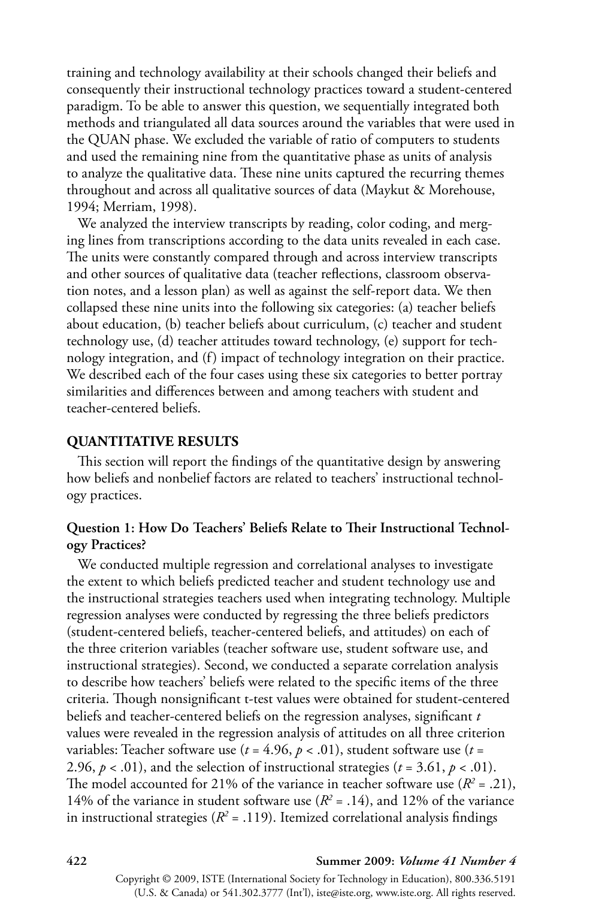training and technology availability at their schools changed their beliefs and consequently their instructional technology practices toward a student-centered paradigm. To be able to answer this question, we sequentially integrated both methods and triangulated all data sources around the variables that were used in the QUAN phase. We excluded the variable of ratio of computers to students and used the remaining nine from the quantitative phase as units of analysis to analyze the qualitative data. These nine units captured the recurring themes throughout and across all qualitative sources of data (Maykut & Morehouse, 1994; Merriam, 1998).

We analyzed the interview transcripts by reading, color coding, and merging lines from transcriptions according to the data units revealed in each case. The units were constantly compared through and across interview transcripts and other sources of qualitative data (teacher reflections, classroom observation notes, and a lesson plan) as well as against the self-report data. We then collapsed these nine units into the following six categories: (a) teacher beliefs about education, (b) teacher beliefs about curriculum, (c) teacher and student technology use, (d) teacher attitudes toward technology, (e) support for technology integration, and (f) impact of technology integration on their practice. We described each of the four cases using these six categories to better portray similarities and differences between and among teachers with student and teacher-centered beliefs.

## QUANTITATIVE RESULTS

This section will report the findings of the quantitative design by answering how beliefs and nonbelief factors are related to teachers' instructional technology practices.

### Question 1: How Do Teachers' Beliefs Relate to Their Instructional Technology Practices?

We conducted multiple regression and correlational analyses to investigate the extent to which beliefs predicted teacher and student technology use and the instructional strategies teachers used when integrating technology. Multiple regression analyses were conducted by regressing the three beliefs predictors (student-centered beliefs, teacher-centered beliefs, and attitudes) on each of the three criterion variables (teacher software use, student software use, and instructional strategies). Second, we conducted a separate correlation analysis to describe how teachers' beliefs were related to the specific items of the three criteria. Though nonsignificant t-test values were obtained for student-centered beliefs and teacher-centered beliefs on the regression analyses, significant $t$ values were revealed in the regression analysis of attitudes on all three criterion variables: Teacher software use ($t = 4.96$, $p < .01$), student software use ($t = 2.96$, $p < .01$), and the selection of instructional strategies ($t = 3.61$, $p < .01$). The model accounted for 21% of the variance in teacher software use ($R^2 = .21$), 14% of the variance in student software use ($R^2 = .14$), and 12% of the variance in instructional strategies ($R^2 = .119$). Itemized correlational analysis findings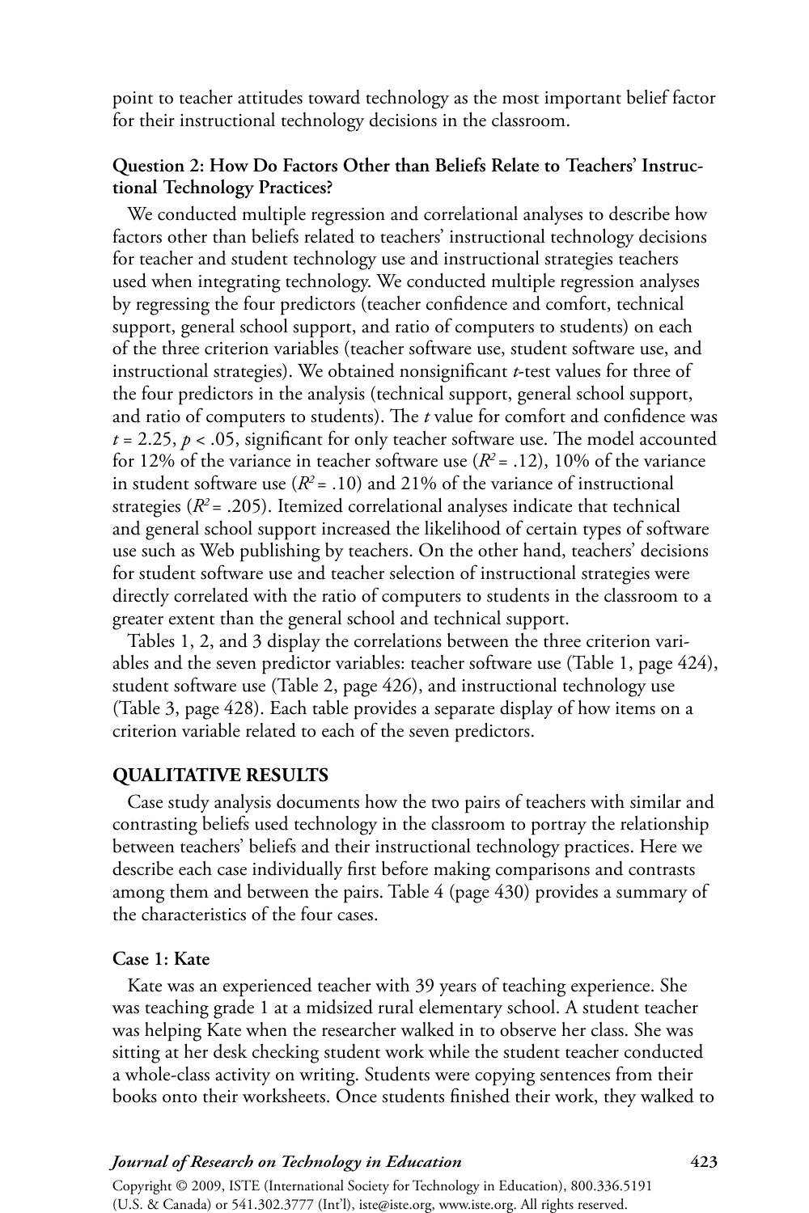point to teacher attitudes toward technology as the most important belief factor for their instructional technology decisions in the classroom.

**Question 2: How Do Factors Other than Beliefs Relate to Teachers' Instructional Technology Practices?**

We conducted multiple regression and correlational analyses to describe how factors other than beliefs related to teachers' instructional technology decisions for teacher and student technology use and instructional strategies teachers used when integrating technology. We conducted multiple regression analyses by regressing the four predictors (teacher confidence and comfort, technical support, general school support, and ratio of computers to students) on each of the three criterion variables (teacher software use, student software use, and instructional strategies). We obtained nonsignificant *t*-test values for three of the four predictors in the analysis (technical support, general school support, and ratio of computers to students). The *t* value for comfort and confidence was $t = 2.25$, $p < .05$, significant for only teacher software use. The model accounted for 12% of the variance in teacher software use ($R^2 = .12$), 10% of the variance in student software use ($R^2 = .10$) and 21% of the variance of instructional strategies ($R^2 = .205$). Itemized correlational analyses indicate that technical and general school support increased the likelihood of certain types of software use such as Web publishing by teachers. On the other hand, teachers' decisions for student software use and teacher selection of instructional strategies were directly correlated with the ratio of computers to students in the classroom to a greater extent than the general school and technical support.

Tables 1, 2, and 3 display the correlations between the three criterion variables and the seven predictor variables: teacher software use (Table 1, page 424), student software use (Table 2, page 426), and instructional technology use (Table 3, page 428). Each table provides a separate display of how items on a criterion variable related to each of the seven predictors.

## QUALITATIVE RESULTS

Case study analysis documents how the two pairs of teachers with similar and contrasting beliefs used technology in the classroom to portray the relationship between teachers' beliefs and their instructional technology practices. Here we describe each case individually first before making comparisons and contrasts among them and between the pairs. Table 4 (page 430) provides a summary of the characteristics of the four cases.

**Case 1: Kate**

Kate was an experienced teacher with 39 years of teaching experience. She was teaching grade 1 at a midsized rural elementary school. A student teacher was helping Kate when the researcher walked in to observe her class. She was sitting at her desk checking student work while the student teacher conducted a whole-class activity on writing. Students were copying sentences from their books onto their worksheets. Once students finished their work, they walked to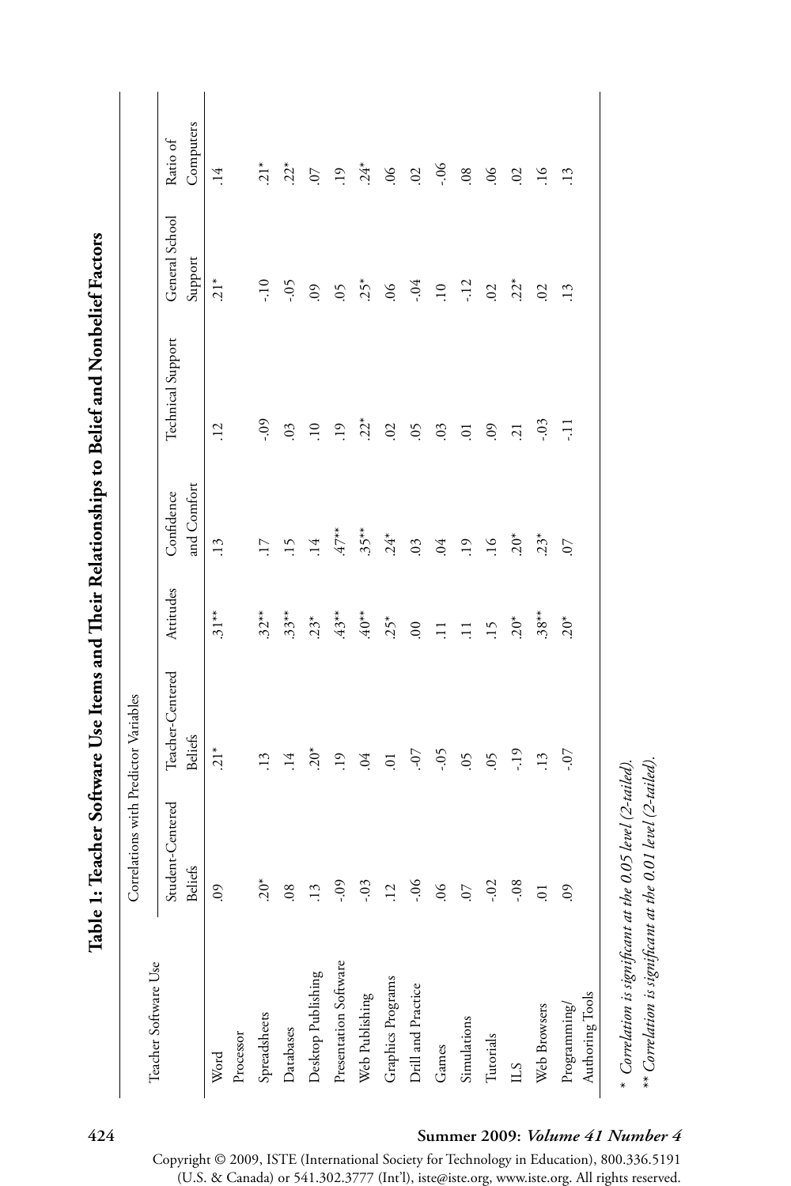**Table 1: Teacher Software Use Items and Their Relationships to Belief and Nonbelief Factors**

| Teacher Software Use | Correlations with Predictor Variables | | | | | | |
|---|---|---|---|---|---|---|---|
| | Student-Centered Beliefs | Teacher-Centered Beliefs | Attitudes | Confidence and Comfort | Technical Support | General School Support | Ratio of Computers |
| Word Processor | .09 | .21* | .31** | .13 | .12 | .21* | .14 |
| Spreadsheets | .20* | .13 | .32** | .17 | -.09 | -.10 | .21* |
| Databases | .08 | .14 | .33** | .15 | .03 | -.05 | .22* |
| Desktop Publishing | .13 | .20* | .23* | .14 | .10 | .09 | .07 |
| Presentation Software | -.09 | .19 | .43** | .47** | .19 | .05 | .19 |
| Web Publishing | -.03 | .04 | .40** | .35** | .22* | .25* | .24* |
| Graphics Programs | .12 | .01 | .25* | .24* | .02 | .06 | .06 |
| Drill and Practice | -.06 | -.07 | .00 | .03 | .05 | -.04 | .02 |
| Games | .06 | -.05 | .11 | .04 | .03 | .10 | -.06 |
| Simulations | .07 | .05 | .11 | .19 | .01 | -.12 | .08 |
| Tutorials | -.02 | .05 | .15 | .16 | .09 | .02 | .06 |
| ILS | -.08 | -.19 | .20* | .20* | .21 | .22* | .02 |
| Web Browsers | .01 | .13 | .38** | .23* | -.03 | .02 | .16 |
| Programming/ Authoring Tools | .09 | -.07 | .20* | .07 | -.11 | .13 | .13 |

*\* Correlation is significant at the 0.05 level (2-tailed).*
*\*\* Correlation is significant at the 0.01 level (2-tailed).*

Copyright © 2009, ISTE (International Society for Technology in Education), 800.336.5191 (U.S. & Canada) or 541.302.3777 (Int'l), iste@iste.org, www.iste.org. All rights reserved.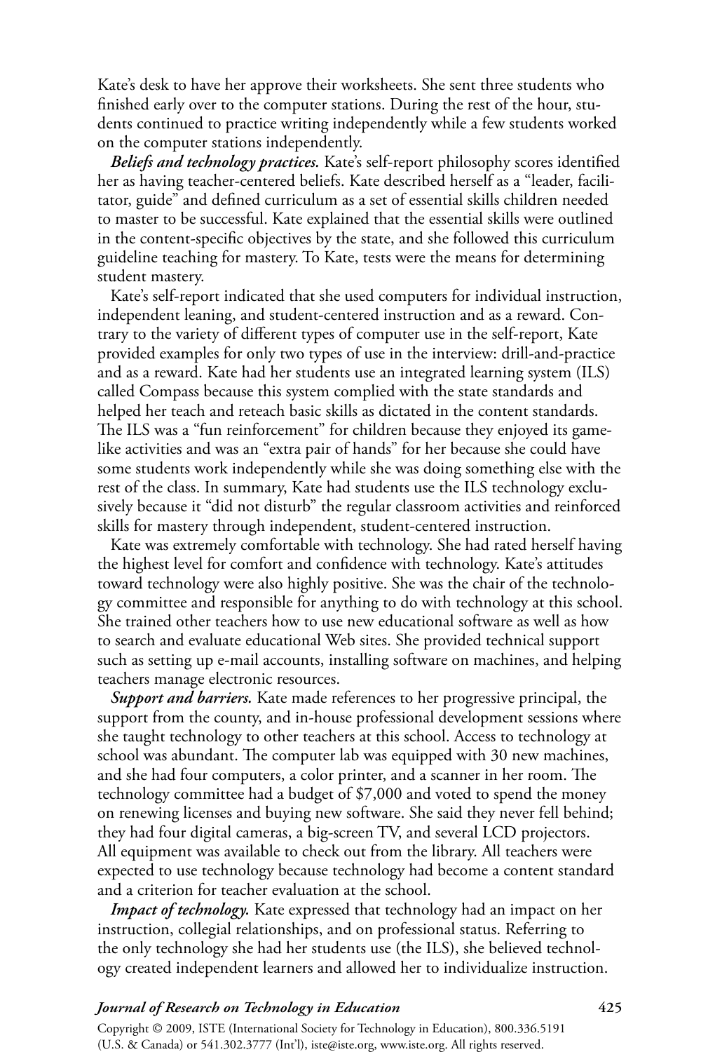Kate's desk to have her approve their worksheets. She sent three students who finished early over to the computer stations. During the rest of the hour, students continued to practice writing independently while a few students worked on the computer stations independently.

***Beliefs and technology practices.*** Kate's self-report philosophy scores identified her as having teacher-centered beliefs. Kate described herself as a "leader, facilitator, guide" and defined curriculum as a set of essential skills children needed to master to be successful. Kate explained that the essential skills were outlined in the content-specific objectives by the state, and she followed this curriculum guideline teaching for mastery. To Kate, tests were the means for determining student mastery.

Kate's self-report indicated that she used computers for individual instruction, independent leaning, and student-centered instruction and as a reward. Contrary to the variety of different types of computer use in the self-report, Kate provided examples for only two types of use in the interview: drill-and-practice and as a reward. Kate had her students use an integrated learning system (ILS) called Compass because this system complied with the state standards and helped her teach and reteach basic skills as dictated in the content standards. The ILS was a "fun reinforcement" for children because they enjoyed its game-like activities and was an "extra pair of hands" for her because she could have some students work independently while she was doing something else with the rest of the class. In summary, Kate had students use the ILS technology exclusively because it "did not disturb" the regular classroom activities and reinforced skills for mastery through independent, student-centered instruction.

Kate was extremely comfortable with technology. She had rated herself having the highest level for comfort and confidence with technology. Kate's attitudes toward technology were also highly positive. She was the chair of the technology committee and responsible for anything to do with technology at this school. She trained other teachers how to use new educational software as well as how to search and evaluate educational Web sites. She provided technical support such as setting up e-mail accounts, installing software on machines, and helping teachers manage electronic resources.

***Support and barriers.*** Kate made references to her progressive principal, the support from the county, and in-house professional development sessions where she taught technology to other teachers at this school. Access to technology at school was abundant. The computer lab was equipped with 30 new machines, and she had four computers, a color printer, and a scanner in her room. The technology committee had a budget of $7,000 and voted to spend the money on renewing licenses and buying new software. She said they never fell behind; they had four digital cameras, a big-screen TV, and several LCD projectors. All equipment was available to check out from the library. All teachers were expected to use technology because technology had become a content standard and a criterion for teacher evaluation at the school.

***Impact of technology.*** Kate expressed that technology had an impact on her instruction, collegial relationships, and on professional status. Referring to the only technology she had her students use (the ILS), she believed technology created independent learners and allowed her to individualize instruction.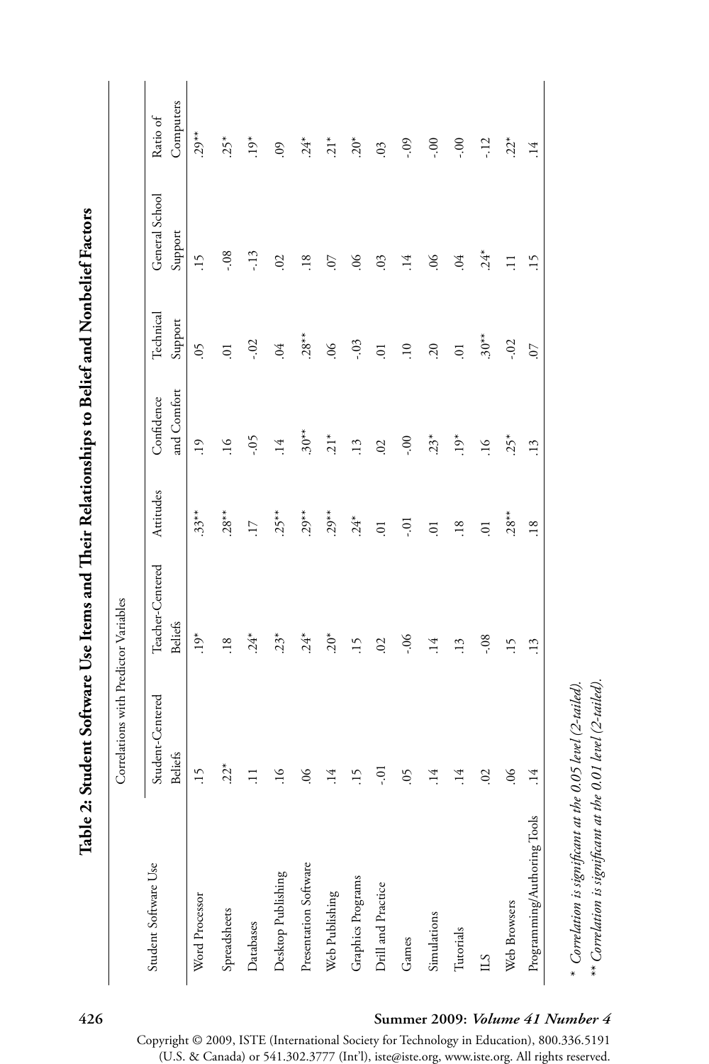**Table 2: Student Software Use Items and Their Relationships to Belief and Nonbelief Factors**

| Student Software Use | Correlations with Predictor Variables | | | | | | |
|---|---|---|---|---|---|---|---|
| | Student-Centered Beliefs | Teacher-Centered Beliefs | Attitudes | Confidence and Comfort | Technical Support | General School Support | Ratio of Computers |
| Word Processor | .15 | .19* | .33** | .19 | .05 | .15 | .29** |
| Spreadsheets | .22* | .18 | .28** | .16 | .01 | -.08 | .25* |
| Databases | .11 | .24* | .17 | -.05 | -.02 | -.13 | .19* |
| Desktop Publishing | .16 | .23* | .25** | .14 | .04 | .02 | .09 |
| Presentation Software | .06 | .24* | .29** | .30** | .28** | .18 | .24* |
| Web Publishing | .14 | .20* | .29** | .21* | .06 | .07 | .21* |
| Graphics Programs | .15 | .15 | .24* | .13 | -.03 | .06 | .20* |
| Drill and Practice | -.01 | .02 | .01 | .02 | .01 | .03 | .03 |
| Games | .05 | -.06 | -.01 | -.00 | .10 | .14 | -.09 |
| Simulations | .14 | .14 | .01 | .23* | .20 | .06 | -.00 |
| Tutorials | .14 | .13 | .18 | .19* | .01 | .04 | -.00 |
| ILS | .02 | -.08 | .01 | .16 | .30** | .24* | -.12 |
| Web Browsers | .06 | .15 | .28** | .25* | -.02 | .11 | .22* |
| Programming/Authoring Tools | .14 | .13 | .18 | .13 | .07 | .15 | .14 |

*\* Correlation is significant at the 0.05 level (2-tailed).*
*\*\* Correlation is significant at the 0.01 level (2-tailed).*

Copyright © 2009, ISTE (International Society for Technology in Education), 800.336.5191 (U.S. & Canada) or 541.302.3777 (Int'l), iste@iste.org, www.iste.org. All rights reserved.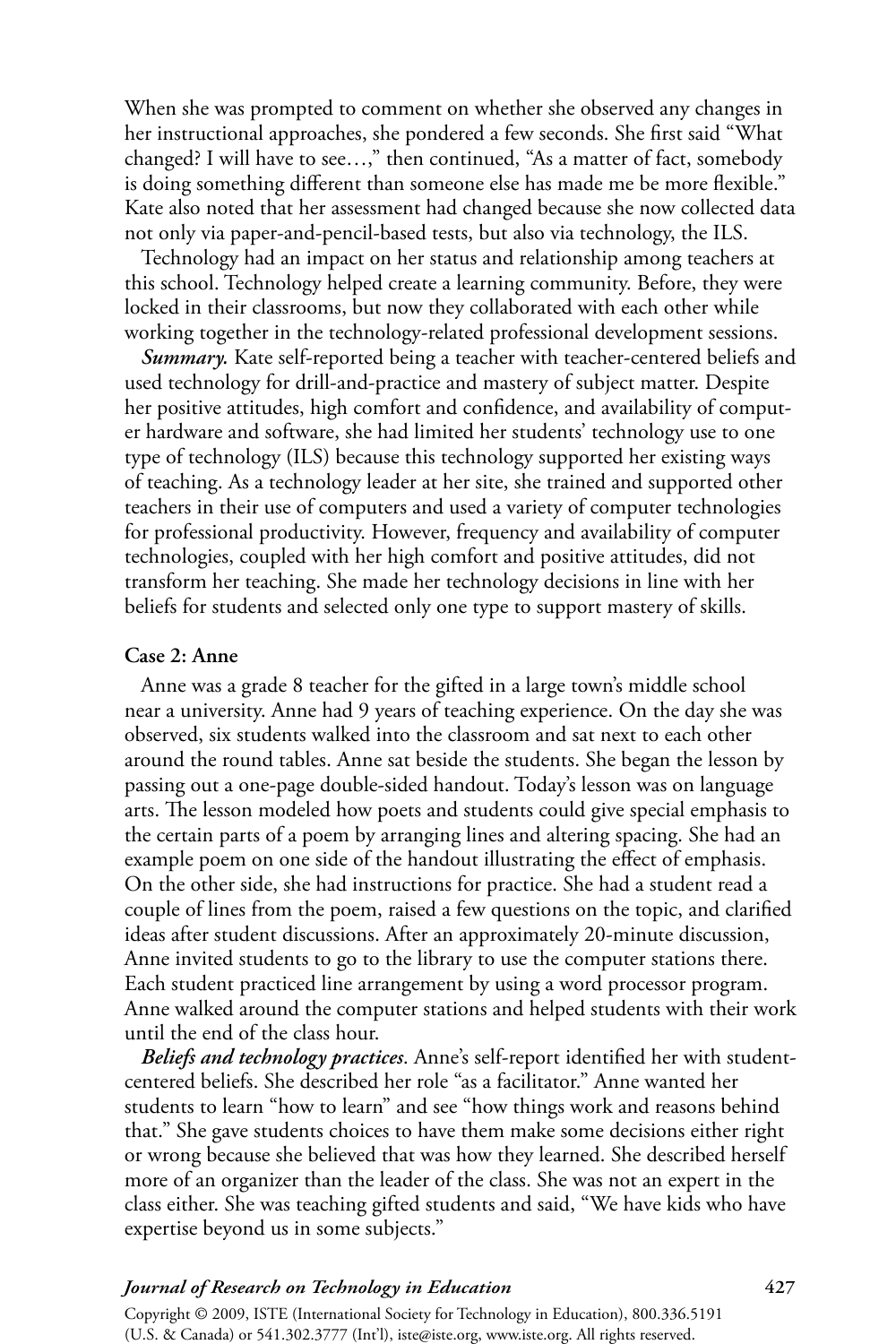When she was prompted to comment on whether she observed any changes in her instructional approaches, she pondered a few seconds. She first said "What changed? I will have to see…," then continued, "As a matter of fact, somebody is doing something different than someone else has made me be more flexible." Kate also noted that her assessment had changed because she now collected data not only via paper-and-pencil-based tests, but also via technology, the ILS.

Technology had an impact on her status and relationship among teachers at this school. Technology helped create a learning community. Before, they were locked in their classrooms, but now they collaborated with each other while working together in the technology-related professional development sessions.

***Summary.*** Kate self-reported being a teacher with teacher-centered beliefs and used technology for drill-and-practice and mastery of subject matter. Despite her positive attitudes, high comfort and confidence, and availability of computer hardware and software, she had limited her students' technology use to one type of technology (ILS) because this technology supported her existing ways of teaching. As a technology leader at her site, she trained and supported other teachers in their use of computers and used a variety of computer technologies for professional productivity. However, frequency and availability of computer technologies, coupled with her high comfort and positive attitudes, did not transform her teaching. She made her technology decisions in line with her beliefs for students and selected only one type to support mastery of skills.

**Case 2: Anne**

Anne was a grade 8 teacher for the gifted in a large town's middle school near a university. Anne had 9 years of teaching experience. On the day she was observed, six students walked into the classroom and sat next to each other around the round tables. Anne sat beside the students. She began the lesson by passing out a one-page double-sided handout. Today's lesson was on language arts. The lesson modeled how poets and students could give special emphasis to the certain parts of a poem by arranging lines and altering spacing. She had an example poem on one side of the handout illustrating the effect of emphasis. On the other side, she had instructions for practice. She had a student read a couple of lines from the poem, raised a few questions on the topic, and clarified ideas after student discussions. After an approximately 20-minute discussion, Anne invited students to go to the library to use the computer stations there. Each student practiced line arrangement by using a word processor program. Anne walked around the computer stations and helped students with their work until the end of the class hour.

***Beliefs and technology practices.*** Anne's self-report identified her with student-centered beliefs. She described her role "as a facilitator." Anne wanted her students to learn "how to learn" and see "how things work and reasons behind that." She gave students choices to have them make some decisions either right or wrong because she believed that was how they learned. She described herself more of an organizer than the leader of the class. She was not an expert in the class either. She was teaching gifted students and said, "We have kids who have expertise beyond us in some subjects."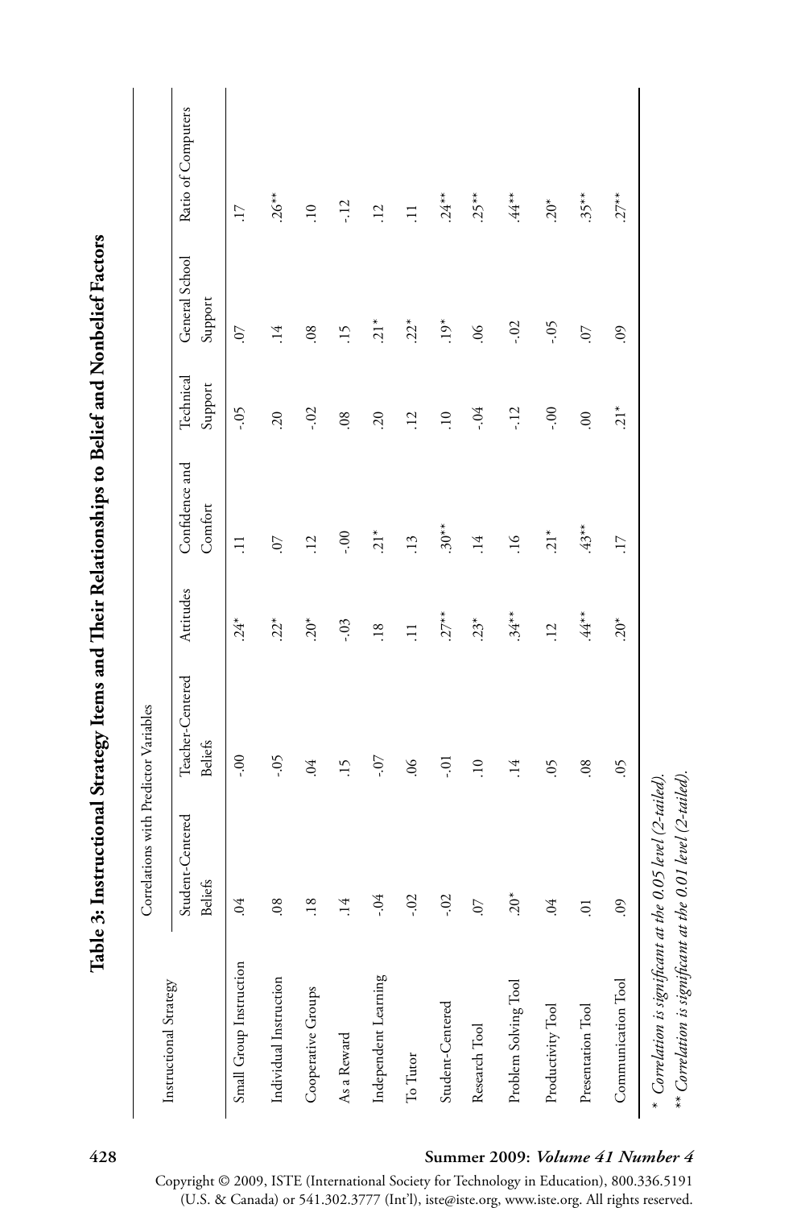## Table 3: Instructional Strategy Items and Their Relationships to Belief and Nonbelief Factors

| Instructional Strategy | Correlations with Predictor Variables | | | | | | |
|---|---|---|---|---|---|---|---|
| | Student-Centered Beliefs | Teacher-Centered Beliefs | Attitudes | Confidence and Comfort | Technical Support | General School Support | Ratio of Computers |
| Small Group Instruction | .04 | -.00 | .24* | .11 | -.05 | .07 | .17 |
| Individual Instruction | .08 | -.05 | .22* | .07 | .20 | .14 | .26** |
| Cooperative Groups | .18 | .04 | .20* | .12 | -.02 | .08 | .10 |
| As a Reward | .14 | .15 | -.03 | -.00 | .08 | .15 | -.12 |
| Independent Learning | -.04 | -.07 | .18 | .21* | .20 | .21* | .12 |
| To Tutor | -.02 | .06 | .11 | .13 | .12 | .22* | .11 |
| Student-Centered | -.02 | -.01 | .27** | .30** | .10 | .19* | .24** |
| Research Tool | .07 | .10 | .23* | .14 | -.04 | .06 | .25** |
| Problem Solving Tool | .20* | .14 | .34** | .16 | -.12 | -.02 | .44** |
| Productivity Tool | .04 | .05 | .12 | .21* | -.00 | -.05 | .20* |
| Presentation Tool | .01 | .08 | .44** | .43** | .00 | .07 | .35** |
| Communication Tool | .09 | .05 | .20* | .17 | .21* | .09 | .27** |

\* *Correlation is significant at the 0.05 level (2-tailed).*
\** *Correlation is significant at the 0.01 level (2-tailed).*

Copyright © 2009, ISTE (International Society for Technology in Education), 800.336.5191 (U.S. & Canada) or 541.302.3777 (Int'l), iste@iste.org, www.iste.org. All rights reserved.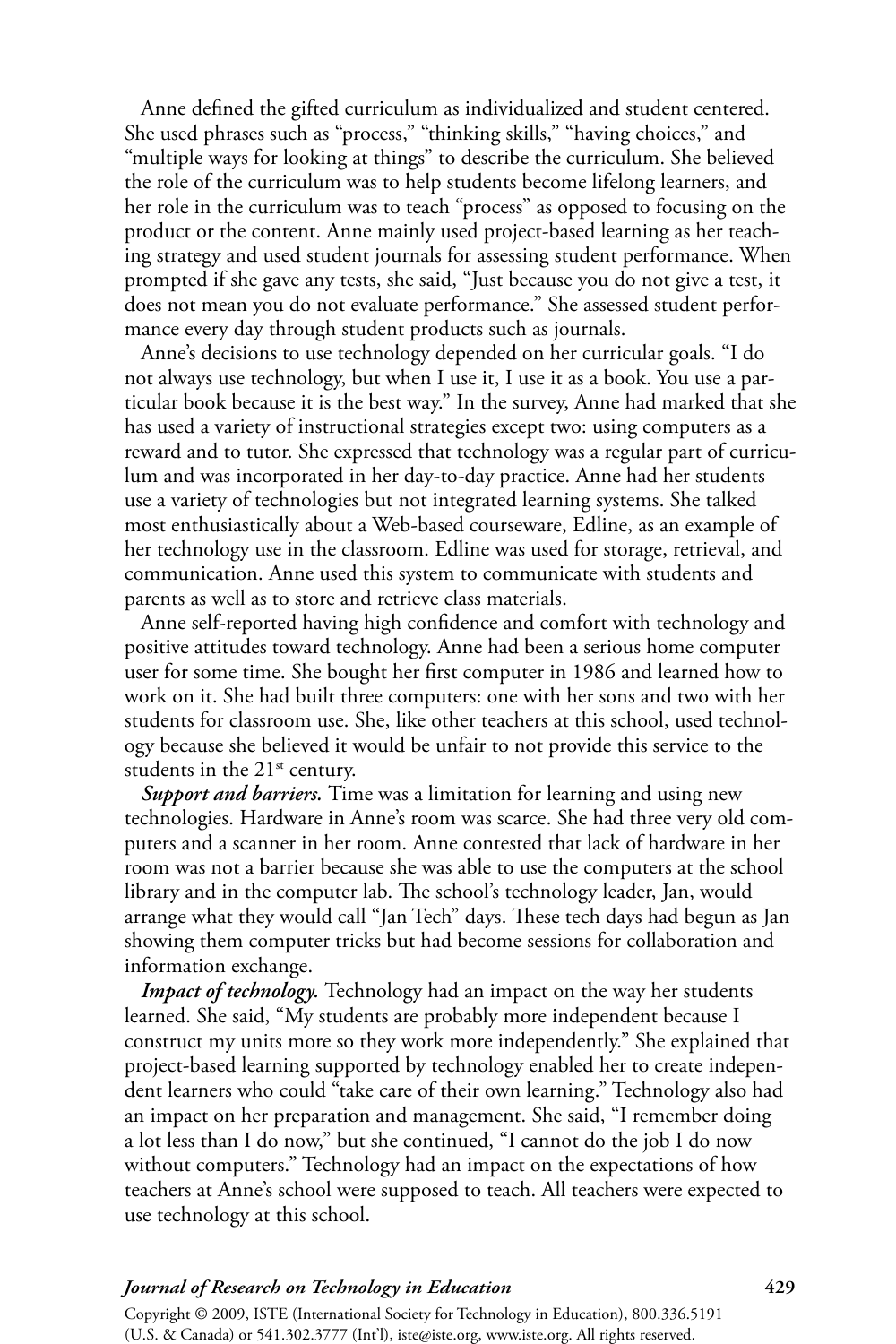Anne defined the gifted curriculum as individualized and student centered. She used phrases such as "process," "thinking skills," "having choices," and "multiple ways for looking at things" to describe the curriculum. She believed the role of the curriculum was to help students become lifelong learners, and her role in the curriculum was to teach "process" as opposed to focusing on the product or the content. Anne mainly used project-based learning as her teaching strategy and used student journals for assessing student performance. When prompted if she gave any tests, she said, "Just because you do not give a test, it does not mean you do not evaluate performance." She assessed student performance every day through student products such as journals.

Anne's decisions to use technology depended on her curricular goals. "I do not always use technology, but when I use it, I use it as a book. You use a particular book because it is the best way." In the survey, Anne had marked that she has used a variety of instructional strategies except two: using computers as a reward and to tutor. She expressed that technology was a regular part of curriculum and was incorporated in her day-to-day practice. Anne had her students use a variety of technologies but not integrated learning systems. She talked most enthusiastically about a Web-based courseware, Edline, as an example of her technology use in the classroom. Edline was used for storage, retrieval, and communication. Anne used this system to communicate with students and parents as well as to store and retrieve class materials.

Anne self-reported having high confidence and comfort with technology and positive attitudes toward technology. Anne had been a serious home computer user for some time. She bought her first computer in 1986 and learned how to work on it. She had built three computers: one with her sons and two with her students for classroom use. She, like other teachers at this school, used technology because she believed it would be unfair to not provide this service to the students in the 21st century.

***Support and barriers.*** Time was a limitation for learning and using new technologies. Hardware in Anne's room was scarce. She had three very old computers and a scanner in her room. Anne contested that lack of hardware in her room was not a barrier because she was able to use the computers at the school library and in the computer lab. The school's technology leader, Jan, would arrange what they would call "Jan Tech" days. These tech days had begun as Jan showing them computer tricks but had become sessions for collaboration and information exchange.

***Impact of technology.*** Technology had an impact on the way her students learned. She said, "My students are probably more independent because I construct my units more so they work more independently." She explained that project-based learning supported by technology enabled her to create independent learners who could "take care of their own learning." Technology also had an impact on her preparation and management. She said, "I remember doing a lot less than I do now," but she continued, "I cannot do the job I do now without computers." Technology had an impact on the expectations of how teachers at Anne's school were supposed to teach. All teachers were expected to use technology at this school.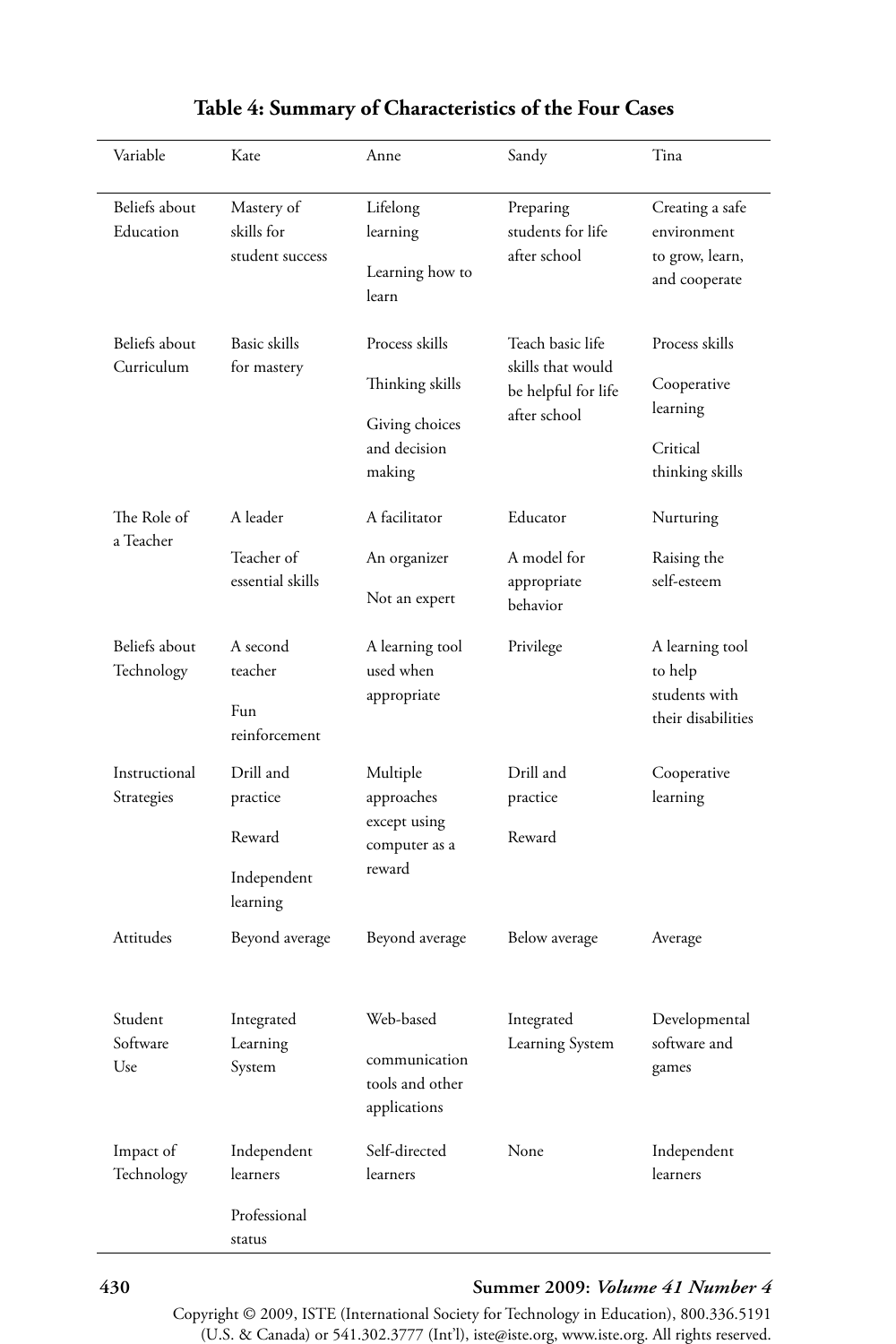**Table 4: Summary of Characteristics of the Four Cases**

| Variable | Kate | Anne | Sandy | Tina |
|---|---|---|---|---|
| Beliefs about Education | Mastery of skills for student success | Lifelong learning<br><br>Learning how to learn | Preparing students for life after school | Creating a safe environment to grow, learn, and cooperate |
| Beliefs about Curriculum | Basic skills for mastery | Process skills<br><br>Thinking skills<br><br>Giving choices and decision making | Teach basic life skills that would be helpful for life after school | Process skills<br><br>Cooperative learning<br><br>Critical thinking skills |
| The Role of a Teacher | A leader<br><br>Teacher of essential skills | A facilitator<br><br>An organizer<br><br>Not an expert | Educator<br><br>A model for appropriate behavior | Nurturing<br><br>Raising the self-esteem |
| Beliefs about Technology | A second teacher<br><br>Fun reinforcement | A learning tool used when appropriate | Privilege | A learning tool to help students with their disabilities |
| Instructional Strategies | Drill and practice<br><br>Reward<br><br>Independent learning | Multiple approaches except using computer as a reward | Drill and practice<br><br>Reward | Cooperative learning |
| Attitudes | Beyond average | Beyond average | Below average | Average |
| Student Software Use | Integrated Learning System | Web-based<br><br>communication tools and other applications | Integrated Learning System | Developmental software and games |
| Impact of Technology | Independent learners<br><br>Professional status | Self-directed learners | None | Independent learners |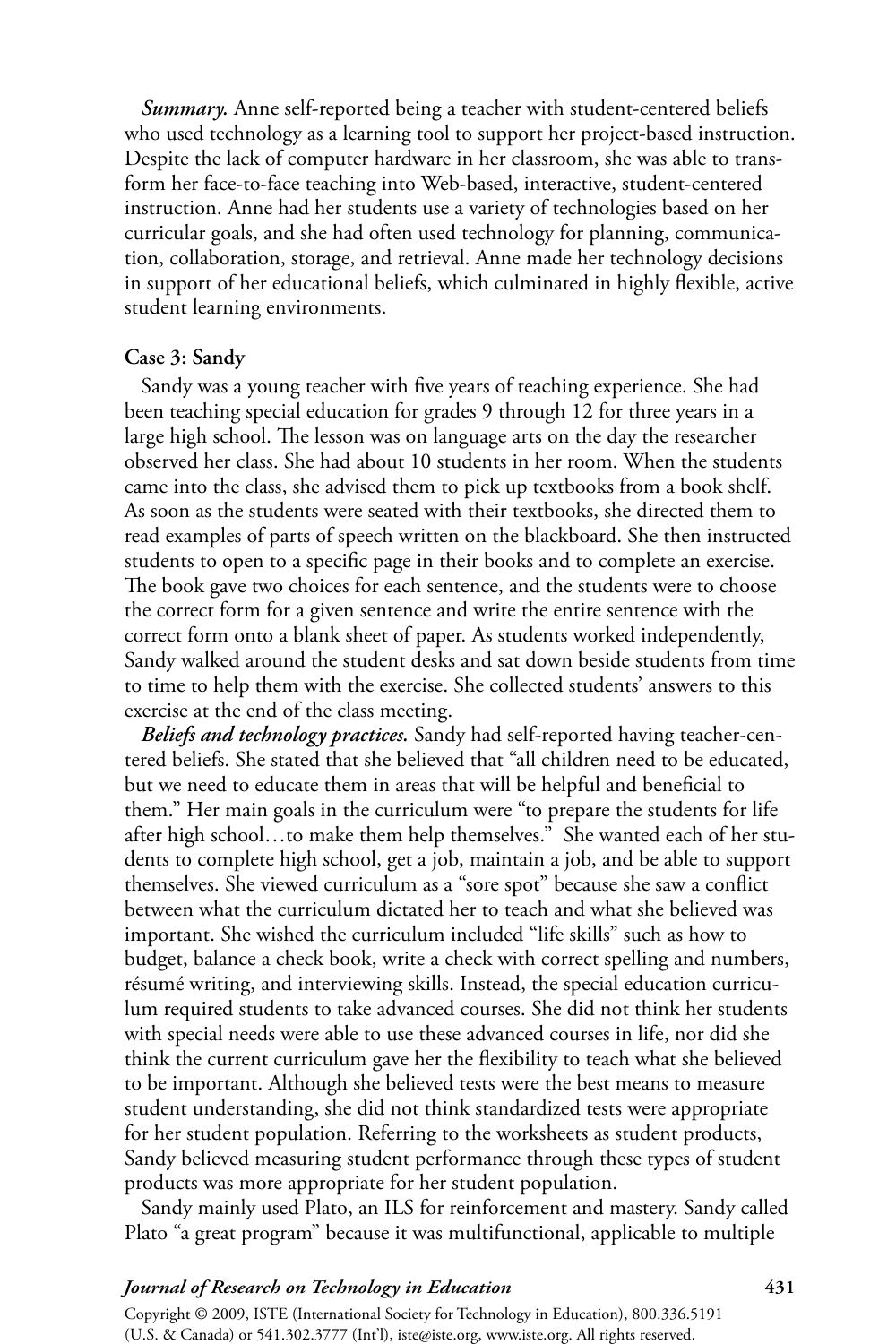*Summary.* Anne self-reported being a teacher with student-centered beliefs who used technology as a learning tool to support her project-based instruction. Despite the lack of computer hardware in her classroom, she was able to transform her face-to-face teaching into Web-based, interactive, student-centered instruction. Anne had her students use a variety of technologies based on her curricular goals, and she had often used technology for planning, communication, collaboration, storage, and retrieval. Anne made her technology decisions in support of her educational beliefs, which culminated in highly flexible, active student learning environments.

**Case 3: Sandy**

Sandy was a young teacher with five years of teaching experience. She had been teaching special education for grades 9 through 12 for three years in a large high school. The lesson was on language arts on the day the researcher observed her class. She had about 10 students in her room. When the students came into the class, she advised them to pick up textbooks from a book shelf. As soon as the students were seated with their textbooks, she directed them to read examples of parts of speech written on the blackboard. She then instructed students to open to a specific page in their books and to complete an exercise. The book gave two choices for each sentence, and the students were to choose the correct form for a given sentence and write the entire sentence with the correct form onto a blank sheet of paper. As students worked independently, Sandy walked around the student desks and sat down beside students from time to time to help them with the exercise. She collected students' answers to this exercise at the end of the class meeting.

*Beliefs and technology practices.* Sandy had self-reported having teacher-centered beliefs. She stated that she believed that "all children need to be educated, but we need to educate them in areas that will be helpful and beneficial to them." Her main goals in the curriculum were "to prepare the students for life after high school…to make them help themselves." She wanted each of her students to complete high school, get a job, maintain a job, and be able to support themselves. She viewed curriculum as a "sore spot" because she saw a conflict between what the curriculum dictated her to teach and what she believed was important. She wished the curriculum included "life skills" such as how to budget, balance a check book, write a check with correct spelling and numbers, résumé writing, and interviewing skills. Instead, the special education curriculum required students to take advanced courses. She did not think her students with special needs were able to use these advanced courses in life, nor did she think the current curriculum gave her the flexibility to teach what she believed to be important. Although she believed tests were the best means to measure student understanding, she did not think standardized tests were appropriate for her student population. Referring to the worksheets as student products, Sandy believed measuring student performance through these types of student products was more appropriate for her student population.

Sandy mainly used Plato, an ILS for reinforcement and mastery. Sandy called Plato "a great program" because it was multifunctional, applicable to multiple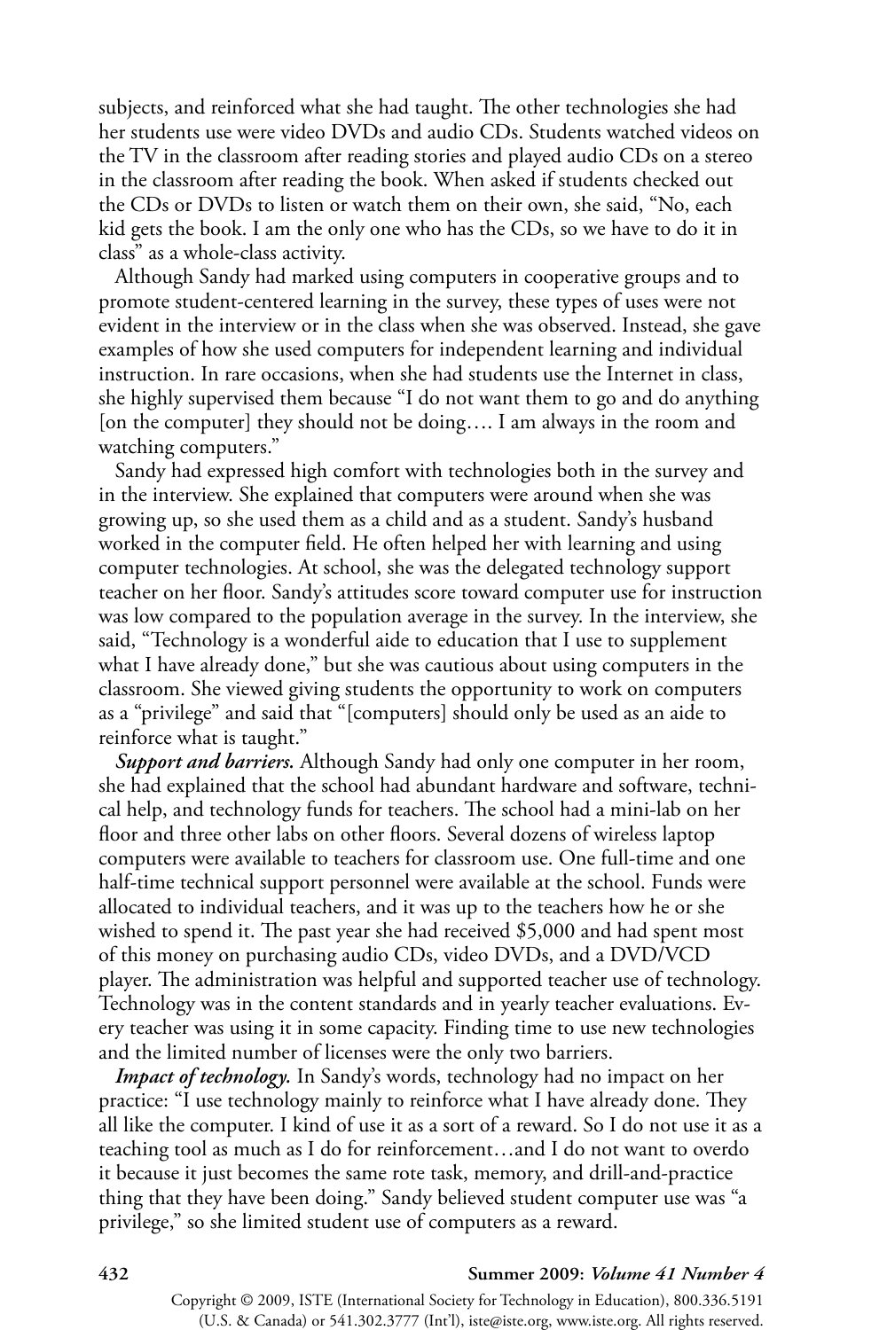subjects, and reinforced what she had taught. The other technologies she had her students use were video DVDs and audio CDs. Students watched videos on the TV in the classroom after reading stories and played audio CDs on a stereo in the classroom after reading the book. When asked if students checked out the CDs or DVDs to listen or watch them on their own, she said, "No, each kid gets the book. I am the only one who has the CDs, so we have to do it in class" as a whole-class activity.

Although Sandy had marked using computers in cooperative groups and to promote student-centered learning in the survey, these types of uses were not evident in the interview or in the class when she was observed. Instead, she gave examples of how she used computers for independent learning and individual instruction. In rare occasions, when she had students use the Internet in class, she highly supervised them because "I do not want them to go and do anything [on the computer] they should not be doing…. I am always in the room and watching computers."

Sandy had expressed high comfort with technologies both in the survey and in the interview. She explained that computers were around when she was growing up, so she used them as a child and as a student. Sandy's husband worked in the computer field. He often helped her with learning and using computer technologies. At school, she was the delegated technology support teacher on her floor. Sandy's attitudes score toward computer use for instruction was low compared to the population average in the survey. In the interview, she said, "Technology is a wonderful aide to education that I use to supplement what I have already done," but she was cautious about using computers in the classroom. She viewed giving students the opportunity to work on computers as a "privilege" and said that "[computers] should only be used as an aide to reinforce what is taught."

***Support and barriers.*** Although Sandy had only one computer in her room, she had explained that the school had abundant hardware and software, technical help, and technology funds for teachers. The school had a mini-lab on her floor and three other labs on other floors. Several dozens of wireless laptop computers were available to teachers for classroom use. One full-time and one half-time technical support personnel were available at the school. Funds were allocated to individual teachers, and it was up to the teachers how he or she wished to spend it. The past year she had received $5,000 and had spent most of this money on purchasing audio CDs, video DVDs, and a DVD/VCD player. The administration was helpful and supported teacher use of technology. Technology was in the content standards and in yearly teacher evaluations. Every teacher was using it in some capacity. Finding time to use new technologies and the limited number of licenses were the only two barriers.

***Impact of technology.*** In Sandy's words, technology had no impact on her practice: "I use technology mainly to reinforce what I have already done. They all like the computer. I kind of use it as a sort of a reward. So I do not use it as a teaching tool as much as I do for reinforcement…and I do not want to overdo it because it just becomes the same rote task, memory, and drill-and-practice thing that they have been doing." Sandy believed student computer use was "a privilege," so she limited student use of computers as a reward.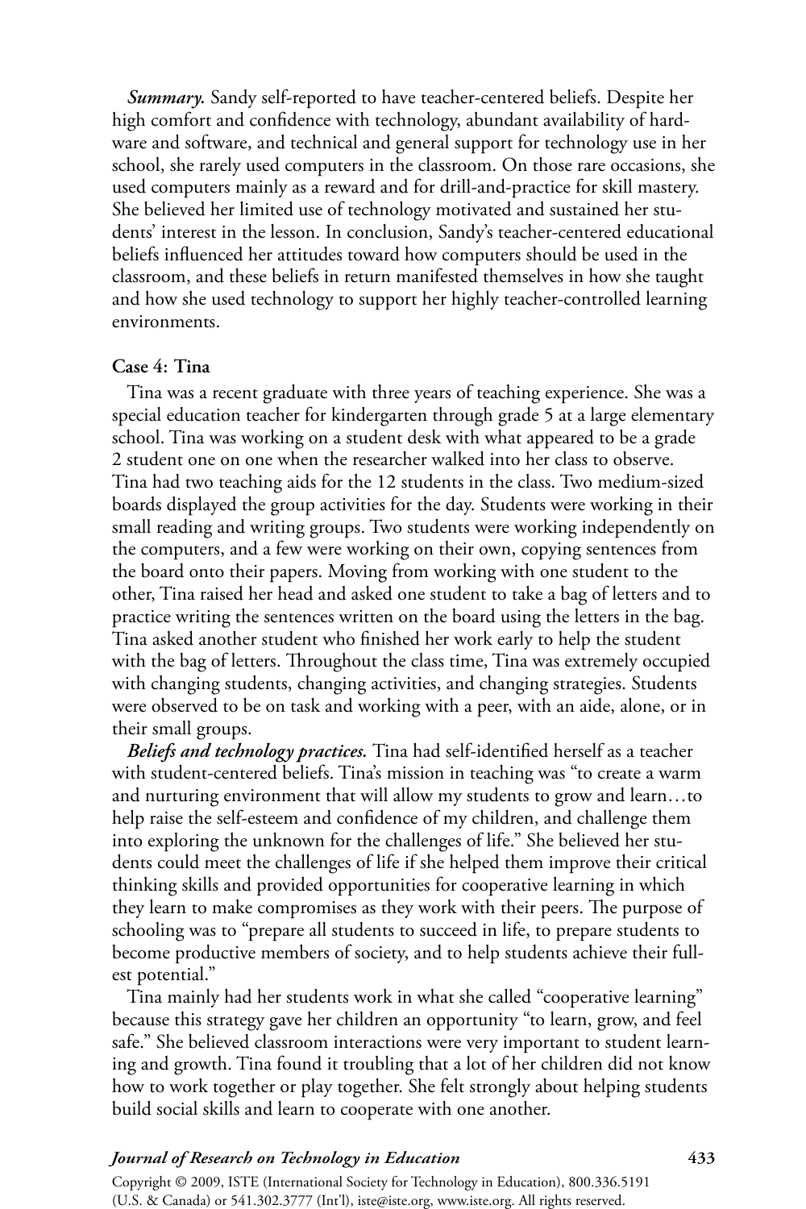***Summary.*** Sandy self-reported to have teacher-centered beliefs. Despite her high comfort and confidence with technology, abundant availability of hardware and software, and technical and general support for technology use in her school, she rarely used computers in the classroom. On those rare occasions, she used computers mainly as a reward and for drill-and-practice for skill mastery. She believed her limited use of technology motivated and sustained her students' interest in the lesson. In conclusion, Sandy's teacher-centered educational beliefs influenced her attitudes toward how computers should be used in the classroom, and these beliefs in return manifested themselves in how she taught and how she used technology to support her highly teacher-controlled learning environments.

### Case 4: Tina

Tina was a recent graduate with three years of teaching experience. She was a special education teacher for kindergarten through grade 5 at a large elementary school. Tina was working on a student desk with what appeared to be a grade 2 student one on one when the researcher walked into her class to observe. Tina had two teaching aids for the 12 students in the class. Two medium-sized boards displayed the group activities for the day. Students were working in their small reading and writing groups. Two students were working independently on the computers, and a few were working on their own, copying sentences from the board onto their papers. Moving from working with one student to the other, Tina raised her head and asked one student to take a bag of letters and to practice writing the sentences written on the board using the letters in the bag. Tina asked another student who finished her work early to help the student with the bag of letters. Throughout the class time, Tina was extremely occupied with changing students, changing activities, and changing strategies. Students were observed to be on task and working with a peer, with an aide, alone, or in their small groups.

***Beliefs and technology practices.*** Tina had self-identified herself as a teacher with student-centered beliefs. Tina's mission in teaching was "to create a warm and nurturing environment that will allow my students to grow and learn…to help raise the self-esteem and confidence of my children, and challenge them into exploring the unknown for the challenges of life." She believed her students could meet the challenges of life if she helped them improve their critical thinking skills and provided opportunities for cooperative learning in which they learn to make compromises as they work with their peers. The purpose of schooling was to "prepare all students to succeed in life, to prepare students to become productive members of society, and to help students achieve their fullest potential."

Tina mainly had her students work in what she called "cooperative learning" because this strategy gave her children an opportunity "to learn, grow, and feel safe." She believed classroom interactions were very important to student learning and growth. Tina found it troubling that a lot of her children did not know how to work together or play together. She felt strongly about helping students build social skills and learn to cooperate with one another.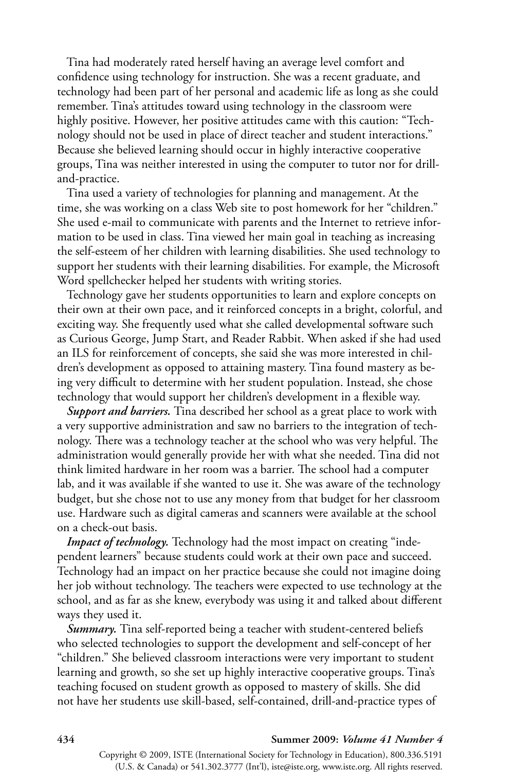Tina had moderately rated herself having an average level comfort and confidence using technology for instruction. She was a recent graduate, and technology had been part of her personal and academic life as long as she could remember. Tina's attitudes toward using technology in the classroom were highly positive. However, her positive attitudes came with this caution: "Technology should not be used in place of direct teacher and student interactions." Because she believed learning should occur in highly interactive cooperative groups, Tina was neither interested in using the computer to tutor nor for drill-and-practice.

Tina used a variety of technologies for planning and management. At the time, she was working on a class Web site to post homework for her "children." She used e-mail to communicate with parents and the Internet to retrieve information to be used in class. Tina viewed her main goal in teaching as increasing the self-esteem of her children with learning disabilities. She used technology to support her students with their learning disabilities. For example, the Microsoft Word spellchecker helped her students with writing stories.

Technology gave her students opportunities to learn and explore concepts on their own at their own pace, and it reinforced concepts in a bright, colorful, and exciting way. She frequently used what she called developmental software such as Curious George, Jump Start, and Reader Rabbit. When asked if she had used an ILS for reinforcement of concepts, she said she was more interested in children's development as opposed to attaining mastery. Tina found mastery as being very difficult to determine with her student population. Instead, she chose technology that would support her children's development in a flexible way.

***Support and barriers.*** Tina described her school as a great place to work with a very supportive administration and saw no barriers to the integration of technology. There was a technology teacher at the school who was very helpful. The administration would generally provide her with what she needed. Tina did not think limited hardware in her room was a barrier. The school had a computer lab, and it was available if she wanted to use it. She was aware of the technology budget, but she chose not to use any money from that budget for her classroom use. Hardware such as digital cameras and scanners were available at the school on a check-out basis.

***Impact of technology.*** Technology had the most impact on creating "independent learners" because students could work at their own pace and succeed. Technology had an impact on her practice because she could not imagine doing her job without technology. The teachers were expected to use technology at the school, and as far as she knew, everybody was using it and talked about different ways they used it.

***Summary.*** Tina self-reported being a teacher with student-centered beliefs who selected technologies to support the development and self-concept of her "children." She believed classroom interactions were very important to student learning and growth, so she set up highly interactive cooperative groups. Tina's teaching focused on student growth as opposed to mastery of skills. She did not have her students use skill-based, self-contained, drill-and-practice types of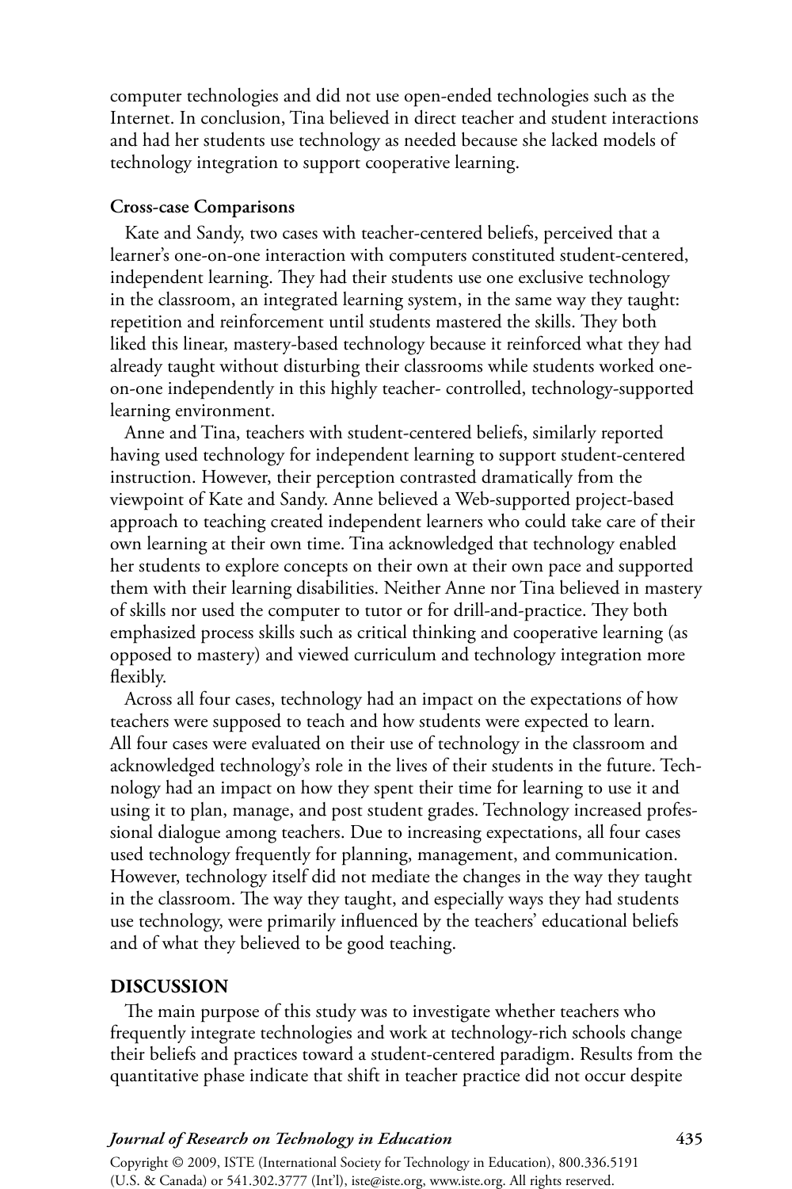computer technologies and did not use open-ended technologies such as the Internet. In conclusion, Tina believed in direct teacher and student interactions and had her students use technology as needed because she lacked models of technology integration to support cooperative learning.

### Cross-case Comparisons

Kate and Sandy, two cases with teacher-centered beliefs, perceived that a learner's one-on-one interaction with computers constituted student-centered, independent learning. They had their students use one exclusive technology in the classroom, an integrated learning system, in the same way they taught: repetition and reinforcement until students mastered the skills. They both liked this linear, mastery-based technology because it reinforced what they had already taught without disturbing their classrooms while students worked one-on-one independently in this highly teacher- controlled, technology-supported learning environment.

Anne and Tina, teachers with student-centered beliefs, similarly reported having used technology for independent learning to support student-centered instruction. However, their perception contrasted dramatically from the viewpoint of Kate and Sandy. Anne believed a Web-supported project-based approach to teaching created independent learners who could take care of their own learning at their own time. Tina acknowledged that technology enabled her students to explore concepts on their own at their own pace and supported them with their learning disabilities. Neither Anne nor Tina believed in mastery of skills nor used the computer to tutor or for drill-and-practice. They both emphasized process skills such as critical thinking and cooperative learning (as opposed to mastery) and viewed curriculum and technology integration more flexibly.

Across all four cases, technology had an impact on the expectations of how teachers were supposed to teach and how students were expected to learn. All four cases were evaluated on their use of technology in the classroom and acknowledged technology's role in the lives of their students in the future. Technology had an impact on how they spent their time for learning to use it and using it to plan, manage, and post student grades. Technology increased professional dialogue among teachers. Due to increasing expectations, all four cases used technology frequently for planning, management, and communication. However, technology itself did not mediate the changes in the way they taught in the classroom. The way they taught, and especially ways they had students use technology, were primarily influenced by the teachers' educational beliefs and of what they believed to be good teaching.

## DISCUSSION

The main purpose of this study was to investigate whether teachers who frequently integrate technologies and work at technology-rich schools change their beliefs and practices toward a student-centered paradigm. Results from the quantitative phase indicate that shift in teacher practice did not occur despite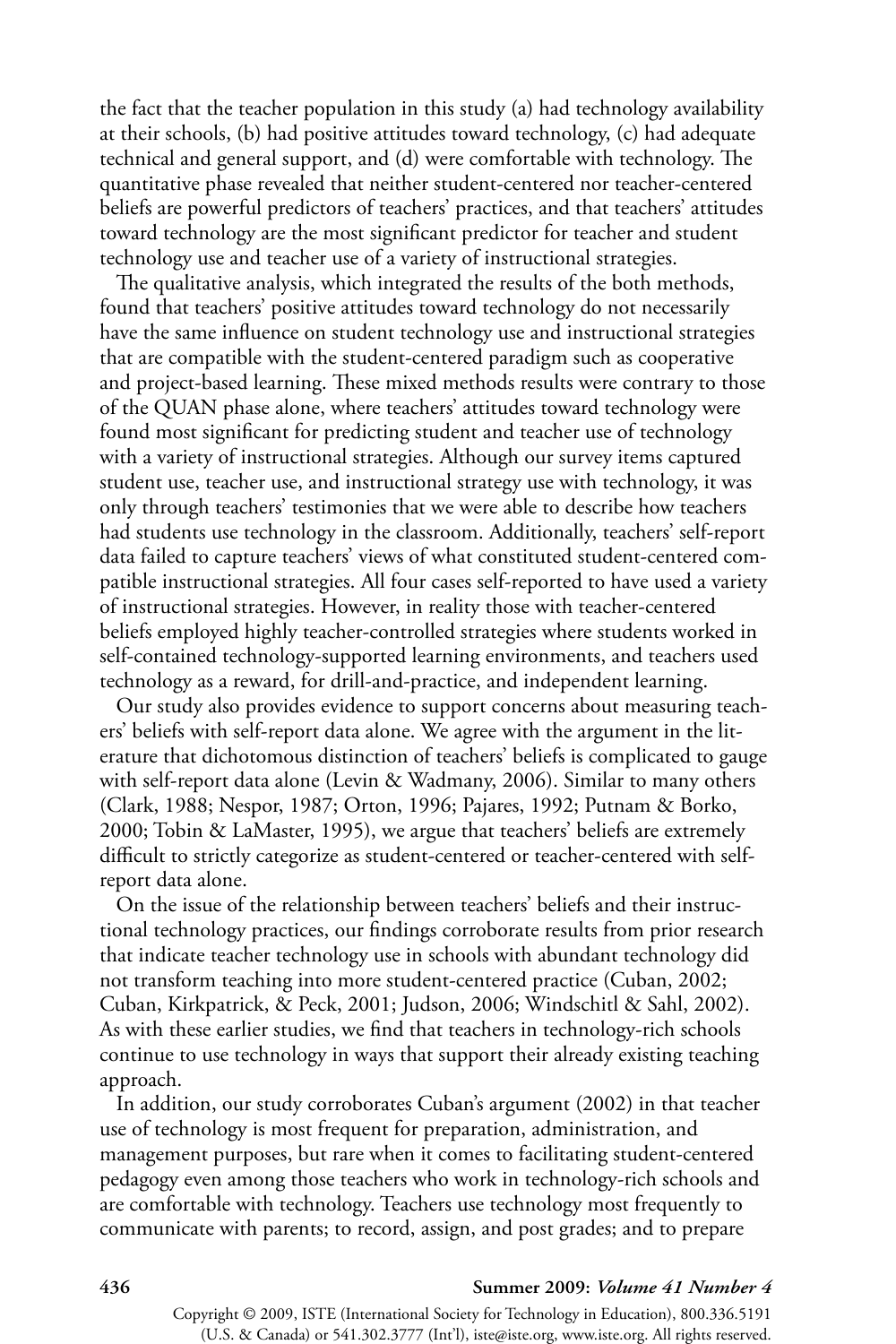the fact that the teacher population in this study (a) had technology availability at their schools, (b) had positive attitudes toward technology, (c) had adequate technical and general support, and (d) were comfortable with technology. The quantitative phase revealed that neither student-centered nor teacher-centered beliefs are powerful predictors of teachers' practices, and that teachers' attitudes toward technology are the most significant predictor for teacher and student technology use and teacher use of a variety of instructional strategies.

The qualitative analysis, which integrated the results of the both methods, found that teachers' positive attitudes toward technology do not necessarily have the same influence on student technology use and instructional strategies that are compatible with the student-centered paradigm such as cooperative and project-based learning. These mixed methods results were contrary to those of the QUAN phase alone, where teachers' attitudes toward technology were found most significant for predicting student and teacher use of technology with a variety of instructional strategies. Although our survey items captured student use, teacher use, and instructional strategy use with technology, it was only through teachers' testimonies that we were able to describe how teachers had students use technology in the classroom. Additionally, teachers' self-report data failed to capture teachers' views of what constituted student-centered compatible instructional strategies. All four cases self-reported to have used a variety of instructional strategies. However, in reality those with teacher-centered beliefs employed highly teacher-controlled strategies where students worked in self-contained technology-supported learning environments, and teachers used technology as a reward, for drill-and-practice, and independent learning.

Our study also provides evidence to support concerns about measuring teachers' beliefs with self-report data alone. We agree with the argument in the literature that dichotomous distinction of teachers' beliefs is complicated to gauge with self-report data alone (Levin & Wadmany, 2006). Similar to many others (Clark, 1988; Nespor, 1987; Orton, 1996; Pajares, 1992; Putnam & Borko, 2000; Tobin & LaMaster, 1995), we argue that teachers' beliefs are extremely difficult to strictly categorize as student-centered or teacher-centered with self-report data alone.

On the issue of the relationship between teachers' beliefs and their instructional technology practices, our findings corroborate results from prior research that indicate teacher technology use in schools with abundant technology did not transform teaching into more student-centered practice (Cuban, 2002; Cuban, Kirkpatrick, & Peck, 2001; Judson, 2006; Windschitl & Sahl, 2002). As with these earlier studies, we find that teachers in technology-rich schools continue to use technology in ways that support their already existing teaching approach.

In addition, our study corroborates Cuban's argument (2002) in that teacher use of technology is most frequent for preparation, administration, and management purposes, but rare when it comes to facilitating student-centered pedagogy even among those teachers who work in technology-rich schools and are comfortable with technology. Teachers use technology most frequently to communicate with parents; to record, assign, and post grades; and to prepare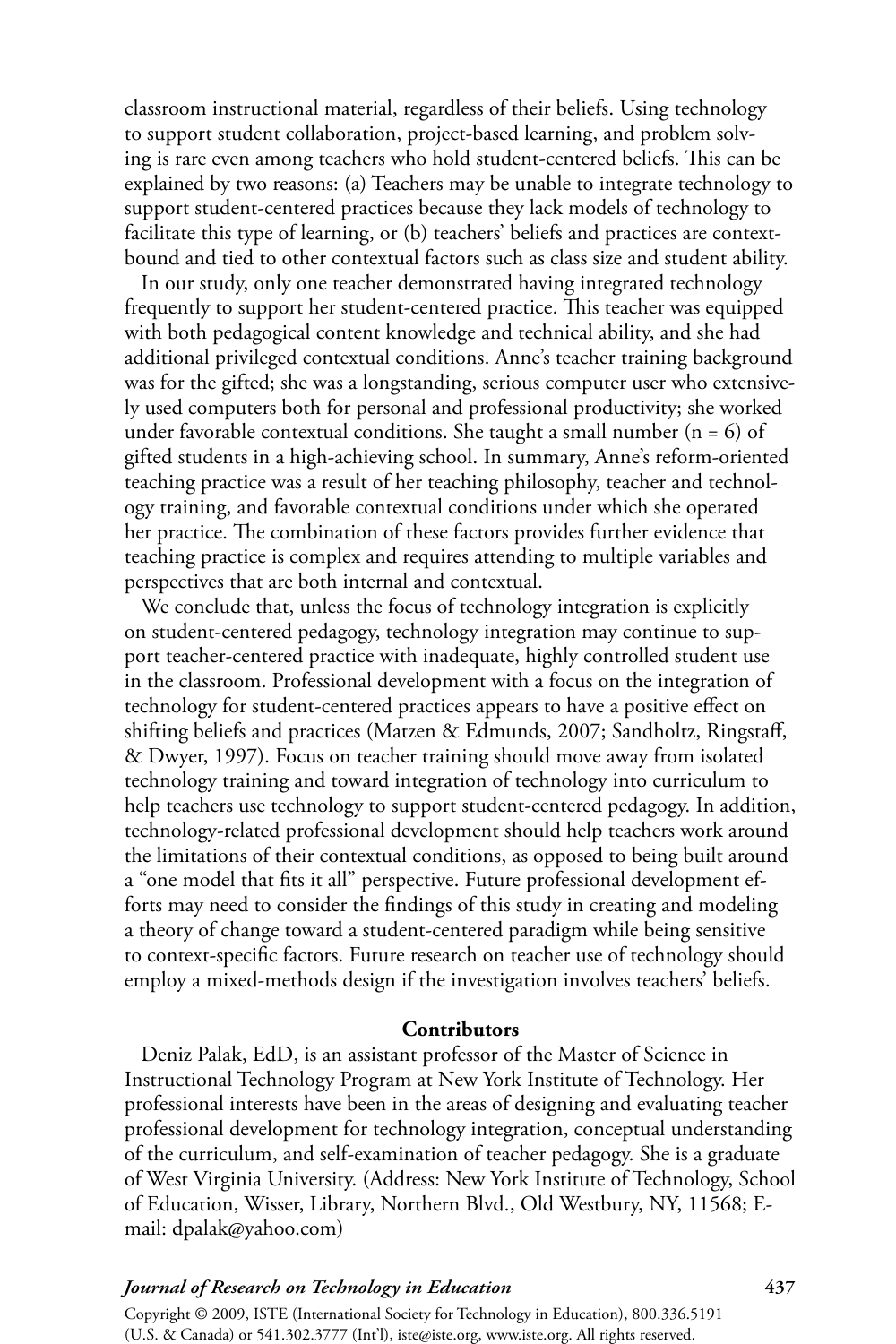classroom instructional material, regardless of their beliefs. Using technology to support student collaboration, project-based learning, and problem solving is rare even among teachers who hold student-centered beliefs. This can be explained by two reasons: (a) Teachers may be unable to integrate technology to support student-centered practices because they lack models of technology to facilitate this type of learning, or (b) teachers' beliefs and practices are context-bound and tied to other contextual factors such as class size and student ability.

In our study, only one teacher demonstrated having integrated technology frequently to support her student-centered practice. This teacher was equipped with both pedagogical content knowledge and technical ability, and she had additional privileged contextual conditions. Anne's teacher training background was for the gifted; she was a longstanding, serious computer user who extensively used computers both for personal and professional productivity; she worked under favorable contextual conditions. She taught a small number (n = 6) of gifted students in a high-achieving school. In summary, Anne's reform-oriented teaching practice was a result of her teaching philosophy, teacher and technology training, and favorable contextual conditions under which she operated her practice. The combination of these factors provides further evidence that teaching practice is complex and requires attending to multiple variables and perspectives that are both internal and contextual.

We conclude that, unless the focus of technology integration is explicitly on student-centered pedagogy, technology integration may continue to support teacher-centered practice with inadequate, highly controlled student use in the classroom. Professional development with a focus on the integration of technology for student-centered practices appears to have a positive effect on shifting beliefs and practices (Matzen & Edmunds, 2007; Sandholtz, Ringstaff, & Dwyer, 1997). Focus on teacher training should move away from isolated technology training and toward integration of technology into curriculum to help teachers use technology to support student-centered pedagogy. In addition, technology-related professional development should help teachers work around the limitations of their contextual conditions, as opposed to being built around a "one model that fits it all" perspective. Future professional development efforts may need to consider the findings of this study in creating and modeling a theory of change toward a student-centered paradigm while being sensitive to context-specific factors. Future research on teacher use of technology should employ a mixed-methods design if the investigation involves teachers' beliefs.

## Contributors

Deniz Palak, EdD, is an assistant professor of the Master of Science in Instructional Technology Program at New York Institute of Technology. Her professional interests have been in the areas of designing and evaluating teacher professional development for technology integration, conceptual understanding of the curriculum, and self-examination of teacher pedagogy. She is a graduate of West Virginia University. (Address: New York Institute of Technology, School of Education, Wisser, Library, Northern Blvd., Old Westbury, NY, 11568; E-mail: dpalak@yahoo.com)

Copyright © 2009, ISTE (International Society for Technology in Education), 800.336.5191 (U.S. & Canada) or 541.302.3777 (Int'l), iste@iste.org, www.iste.org. All rights reserved.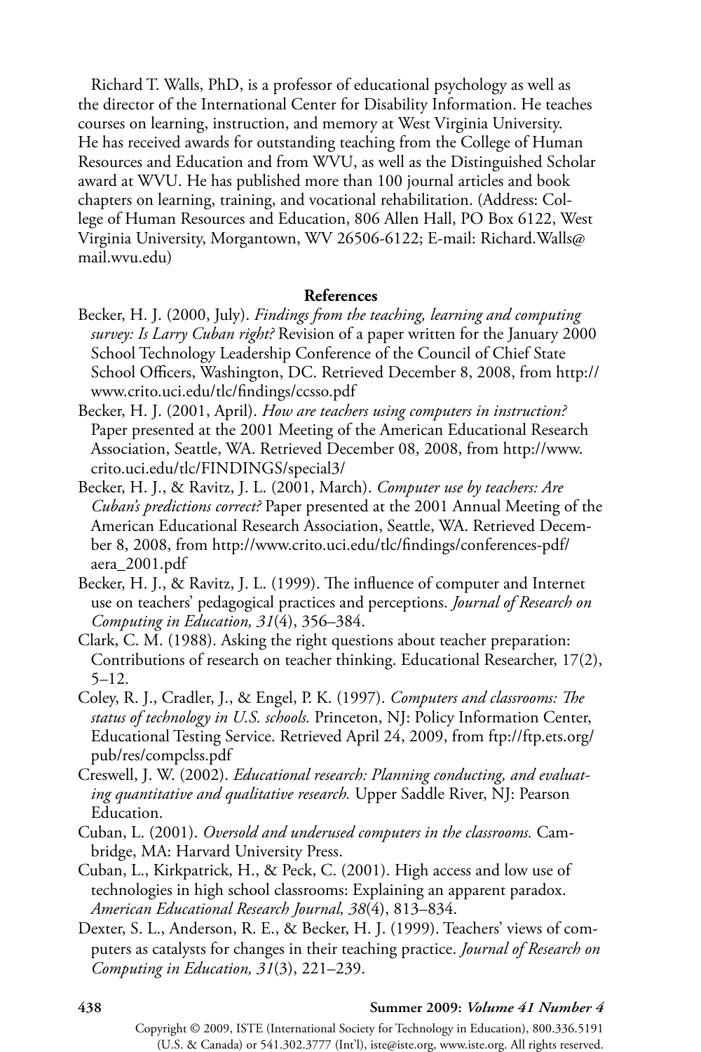Richard T. Walls, PhD, is a professor of educational psychology as well as the director of the International Center for Disability Information. He teaches courses on learning, instruction, and memory at West Virginia University. He has received awards for outstanding teaching from the College of Human Resources and Education and from WVU, as well as the Distinguished Scholar award at WVU. He has published more than 100 journal articles and book chapters on learning, training, and vocational rehabilitation. (Address: College of Human Resources and Education, 806 Allen Hall, PO Box 6122, West Virginia University, Morgantown, WV 26506-6122; E-mail: Richard.Walls@mail.wvu.edu)

**References**

Becker, H. J. (2000, July). *Findings from the teaching, learning and computing survey: Is Larry Cuban right?* Revision of a paper written for the January 2000 School Technology Leadership Conference of the Council of Chief State School Officers, Washington, DC. Retrieved December 8, 2008, from http://www.crito.uci.edu/tlc/findings/ccsso.pdf

Becker, H. J. (2001, April). *How are teachers using computers in instruction?* Paper presented at the 2001 Meeting of the American Educational Research Association, Seattle, WA. Retrieved December 08, 2008, from http://www.crito.uci.edu/tlc/FINDINGS/special3/

Becker, H. J., & Ravitz, J. L. (2001, March). *Computer use by teachers: Are Cuban's predictions correct?* Paper presented at the 2001 Annual Meeting of the American Educational Research Association, Seattle, WA. Retrieved December 8, 2008, from http://www.crito.uci.edu/tlc/findings/conferences-pdf/aera_2001.pdf

Becker, H. J., & Ravitz, J. L. (1999). The influence of computer and Internet use on teachers' pedagogical practices and perceptions. *Journal of Research on Computing in Education, 31*(4), 356–384.

Clark, C. M. (1988). Asking the right questions about teacher preparation: Contributions of research on teacher thinking. Educational Researcher, 17(2), 5–12.

Coley, R. J., Cradler, J., & Engel, P. K. (1997). *Computers and classrooms: The status of technology in U.S. schools.* Princeton, NJ: Policy Information Center, Educational Testing Service. Retrieved April 24, 2009, from ftp://ftp.ets.org/pub/res/compclss.pdf

Creswell, J. W. (2002). *Educational research: Planning conducting, and evaluating quantitative and qualitative research.* Upper Saddle River, NJ: Pearson Education.

Cuban, L. (2001). *Oversold and underused computers in the classrooms.* Cambridge, MA: Harvard University Press.

Cuban, L., Kirkpatrick, H., & Peck, C. (2001). High access and low use of technologies in high school classrooms: Explaining an apparent paradox. *American Educational Research Journal, 38*(4), 813–834.

Dexter, S. L., Anderson, R. E., & Becker, H. J. (1999). Teachers' views of computers as catalysts for changes in their teaching practice. *Journal of Research on Computing in Education, 31*(3), 221–239.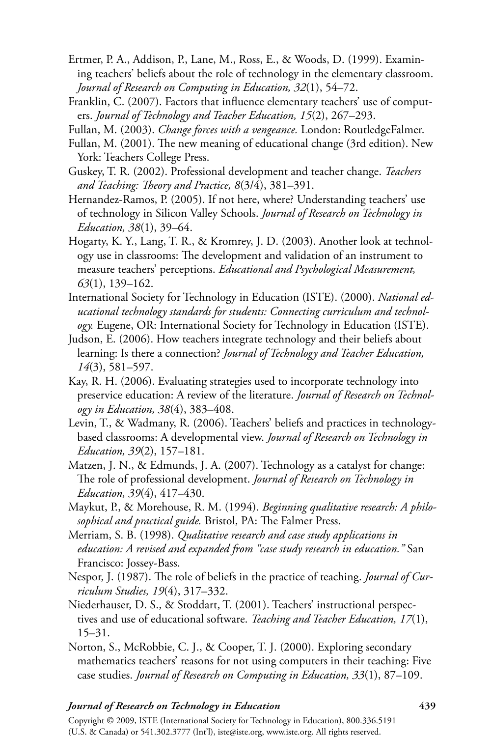Ertmer, P. A., Addison, P., Lane, M., Ross, E., & Woods, D. (1999). Examining teachers' beliefs about the role of technology in the elementary classroom. *Journal of Research on Computing in Education, 32*(1), 54–72.

Franklin, C. (2007). Factors that influence elementary teachers' use of computers. *Journal of Technology and Teacher Education, 15*(2), 267–293.

Fullan, M. (2003). *Change forces with a vengeance.* London: RoutledgeFalmer.

Fullan, M. (2001). The new meaning of educational change (3rd edition). New York: Teachers College Press.

Guskey, T. R. (2002). Professional development and teacher change. *Teachers and Teaching: Theory and Practice, 8*(3/4), 381–391.

Hernandez-Ramos, P. (2005). If not here, where? Understanding teachers' use of technology in Silicon Valley Schools. *Journal of Research on Technology in Education, 38*(1), 39–64.

Hogarty, K. Y., Lang, T. R., & Kromrey, J. D. (2003). Another look at technology use in classrooms: The development and validation of an instrument to measure teachers' perceptions. *Educational and Psychological Measurement, 63*(1), 139–162.

International Society for Technology in Education (ISTE). (2000). *National educational technology standards for students: Connecting curriculum and technology.* Eugene, OR: International Society for Technology in Education (ISTE).

Judson, E. (2006). How teachers integrate technology and their beliefs about learning: Is there a connection? *Journal of Technology and Teacher Education, 14*(3), 581–597.

Kay, R. H. (2006). Evaluating strategies used to incorporate technology into preservice education: A review of the literature. *Journal of Research on Technology in Education, 38*(4), 383–408.

Levin, T., & Wadmany, R. (2006). Teachers' beliefs and practices in technology-based classrooms: A developmental view. *Journal of Research on Technology in Education, 39*(2), 157–181.

Matzen, J. N., & Edmunds, J. A. (2007). Technology as a catalyst for change: The role of professional development. *Journal of Research on Technology in Education, 39*(4), 417–430.

Maykut, P., & Morehouse, R. M. (1994). *Beginning qualitative research: A philosophical and practical guide.* Bristol, PA: The Falmer Press.

Merriam, S. B. (1998). *Qualitative research and case study applications in education: A revised and expanded from "case study research in education."* San Francisco: Jossey-Bass.

Nespor, J. (1987). The role of beliefs in the practice of teaching. *Journal of Curriculum Studies, 19*(4), 317–332.

Niederhauser, D. S., & Stoddart, T. (2001). Teachers' instructional perspectives and use of educational software. *Teaching and Teacher Education, 17*(1), 15–31.

Norton, S., McRobbie, C. J., & Cooper, T. J. (2000). Exploring secondary mathematics teachers' reasons for not using computers in their teaching: Five case studies. *Journal of Research on Computing in Education, 33*(1), 87–109.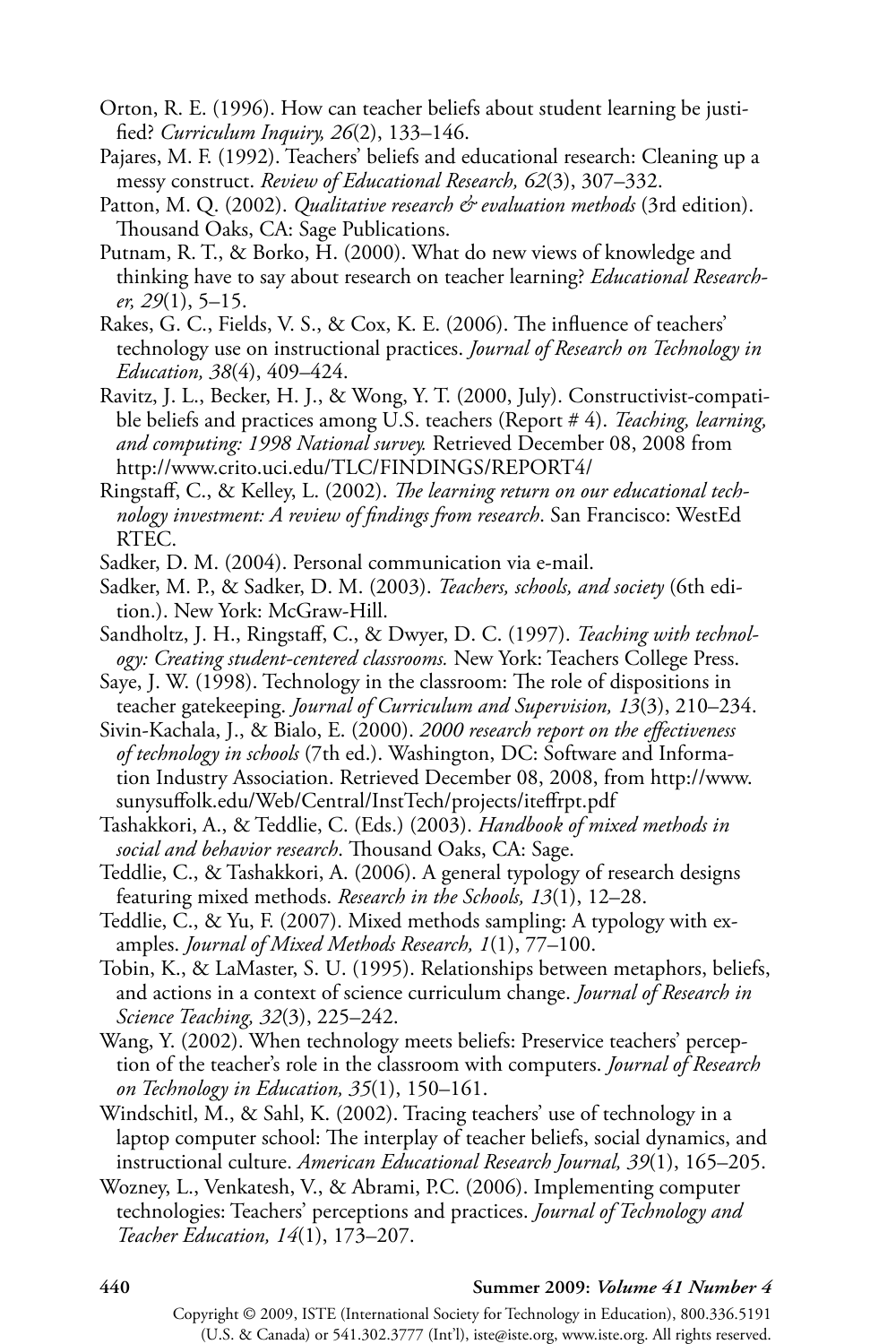Orton, R. E. (1996). How can teacher beliefs about student learning be justified? *Curriculum Inquiry, 26*(2), 133–146.

Pajares, M. F. (1992). Teachers' beliefs and educational research: Cleaning up a messy construct. *Review of Educational Research, 62*(3), 307–332.

Patton, M. Q. (2002). *Qualitative research & evaluation methods* (3rd edition). Thousand Oaks, CA: Sage Publications.

Putnam, R. T., & Borko, H. (2000). What do new views of knowledge and thinking have to say about research on teacher learning? *Educational Researcher, 29*(1), 5–15.

Rakes, G. C., Fields, V. S., & Cox, K. E. (2006). The influence of teachers' technology use on instructional practices. *Journal of Research on Technology in Education, 38*(4), 409–424.

Ravitz, J. L., Becker, H. J., & Wong, Y. T. (2000, July). Constructivist-compatible beliefs and practices among U.S. teachers (Report # 4). *Teaching, learning, and computing: 1998 National survey.* Retrieved December 08, 2008 from http://www.crito.uci.edu/TLC/FINDINGS/REPORT4/

Ringstaff, C., & Kelley, L. (2002). *The learning return on our educational technology investment: A review of findings from research*. San Francisco: WestEd RTEC.

Sadker, D. M. (2004). Personal communication via e-mail.

Sadker, M. P., & Sadker, D. M. (2003). *Teachers, schools, and society* (6th edition.). New York: McGraw-Hill.

Sandholtz, J. H., Ringstaff, C., & Dwyer, D. C. (1997). *Teaching with technology: Creating student-centered classrooms.* New York: Teachers College Press.

Saye, J. W. (1998). Technology in the classroom: The role of dispositions in teacher gatekeeping. *Journal of Curriculum and Supervision, 13*(3), 210–234.

Sivin-Kachala, J., & Bialo, E. (2000). *2000 research report on the effectiveness of technology in schools* (7th ed.). Washington, DC: Software and Information Industry Association. Retrieved December 08, 2008, from http://www.sunysuffolk.edu/Web/Central/InstTech/projects/iteffrpt.pdf

Tashakkori, A., & Teddlie, C. (Eds.) (2003). *Handbook of mixed methods in social and behavior research*. Thousand Oaks, CA: Sage.

Teddlie, C., & Tashakkori, A. (2006). A general typology of research designs featuring mixed methods. *Research in the Schools, 13*(1), 12–28.

Teddlie, C., & Yu, F. (2007). Mixed methods sampling: A typology with examples. *Journal of Mixed Methods Research, 1*(1), 77–100.

Tobin, K., & LaMaster, S. U. (1995). Relationships between metaphors, beliefs, and actions in a context of science curriculum change. *Journal of Research in Science Teaching, 32*(3), 225–242.

Wang, Y. (2002). When technology meets beliefs: Preservice teachers' perception of the teacher's role in the classroom with computers. *Journal of Research on Technology in Education, 35*(1), 150–161.

Windschitl, M., & Sahl, K. (2002). Tracing teachers' use of technology in a laptop computer school: The interplay of teacher beliefs, social dynamics, and instructional culture. *American Educational Research Journal, 39*(1), 165–205.

Wozney, L., Venkatesh, V., & Abrami, P.C. (2006). Implementing computer technologies: Teachers' perceptions and practices. *Journal of Technology and Teacher Education, 14*(1), 173–207.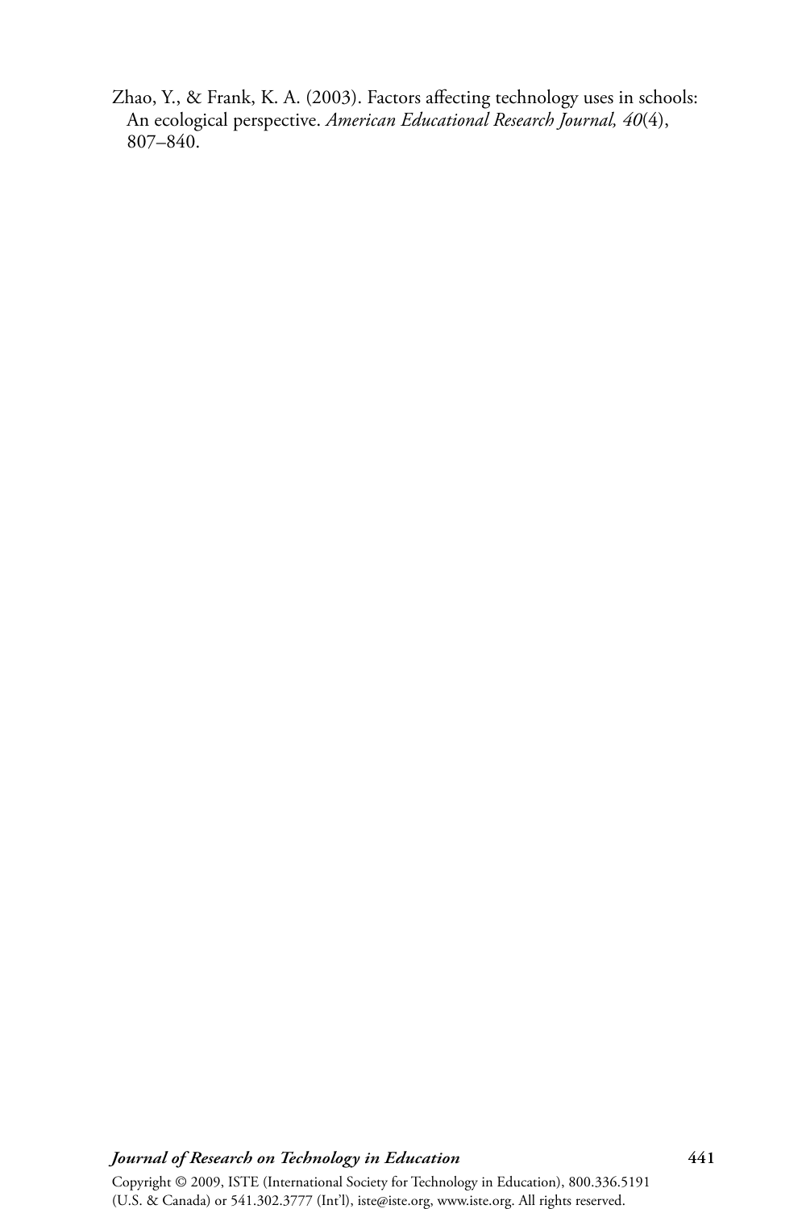Zhao, Y., & Frank, K. A. (2003). Factors affecting technology uses in schools: An ecological perspective. *American Educational Research Journal, 40*(4), 807–840.